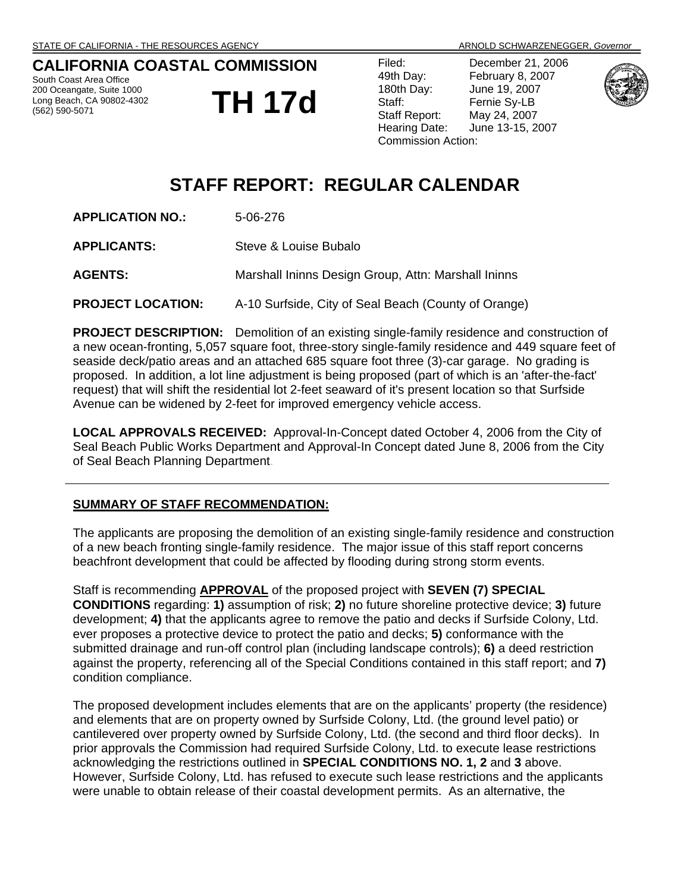STATE OF CALIFORNIA - THE RESOURCES AGENCY ARNOLD SCHWARZENEGGER, *Governor*

**CALIFORNIA COASTAL COMMISSION**
South Coast Area Office
200 Oceangate, Suite 1000
Long Beach, CA 90802-4302
(562) 590-5071

# TH 17d

| | |
|---|---|
| Filed: | December 21, 2006 |
| 49th Day: | February 8, 2007 |
| 180th Day: | June 19, 2007 |
| Staff: | Fernie Sy-LB |
| Staff Report: | May 24, 2007 |
| Hearing Date: | June 13-15, 2007 |
| Commission Action: | |

# STAFF REPORT: REGULAR CALENDAR

**APPLICATION NO.:** 5-06-276

**APPLICANTS:** Steve & Louise Bubalo

**AGENTS:** Marshall Ininns Design Group, Attn: Marshall Ininns

**PROJECT LOCATION:** A-10 Surfside, City of Seal Beach (County of Orange)

**PROJECT DESCRIPTION:** Demolition of an existing single-family residence and construction of a new ocean-fronting, 5,057 square foot, three-story single-family residence and 449 square feet of seaside deck/patio areas and an attached 685 square foot three (3)-car garage. No grading is proposed. In addition, a lot line adjustment is being proposed (part of which is an 'after-the-fact' request) that will shift the residential lot 2-feet seaward of it's present location so that Surfside Avenue can be widened by 2-feet for improved emergency vehicle access.

**LOCAL APPROVALS RECEIVED:** Approval-In-Concept dated October 4, 2006 from the City of Seal Beach Public Works Department and Approval-In Concept dated June 8, 2006 from the City of Seal Beach Planning Department.

---

**SUMMARY OF STAFF RECOMMENDATION:**

The applicants are proposing the demolition of an existing single-family residence and construction of a new beach fronting single-family residence. The major issue of this staff report concerns beachfront development that could be affected by flooding during strong storm events.

Staff is recommending **APPROVAL** of the proposed project with **SEVEN (7) SPECIAL CONDITIONS** regarding: **1)** assumption of risk; **2)** no future shoreline protective device; **3)** future development; **4)** that the applicants agree to remove the patio and decks if Surfside Colony, Ltd. ever proposes a protective device to protect the patio and decks; **5)** conformance with the submitted drainage and run-off control plan (including landscape controls); **6)** a deed restriction against the property, referencing all of the Special Conditions contained in this staff report; and **7)** condition compliance.

The proposed development includes elements that are on the applicants' property (the residence) and elements that are on property owned by Surfside Colony, Ltd. (the ground level patio) or cantilevered over property owned by Surfside Colony, Ltd. (the second and third floor decks). In prior approvals the Commission had required Surfside Colony, Ltd. to execute lease restrictions acknowledging the restrictions outlined in **SPECIAL CONDITIONS NO. 1, 2** and **3** above. However, Surfside Colony, Ltd. has refused to execute such lease restrictions and the applicants were unable to obtain release of their coastal development permits. As an alternative, the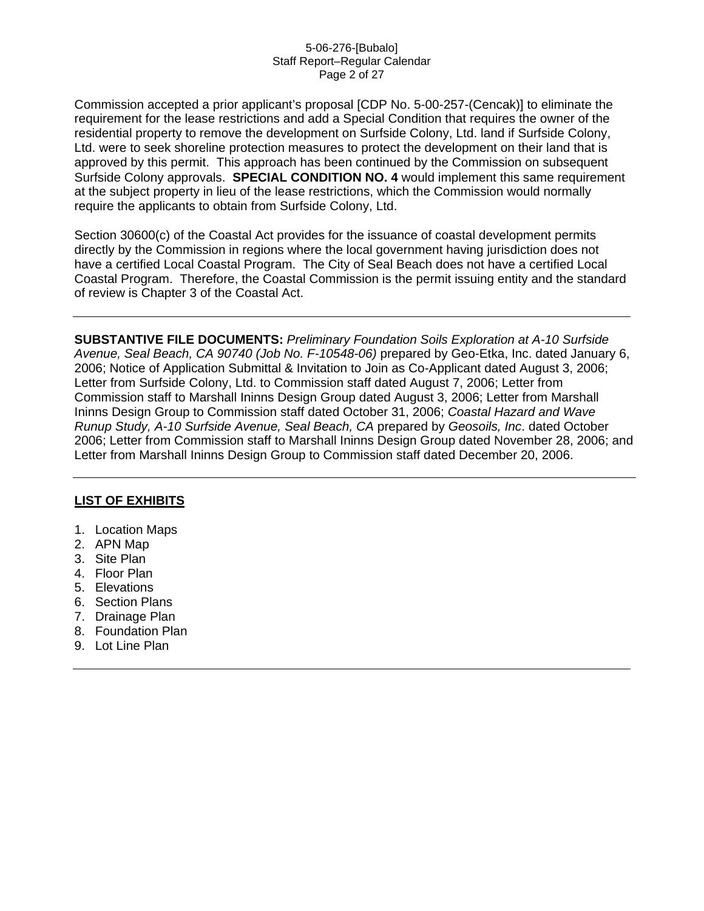Commission accepted a prior applicant's proposal [CDP No. 5-00-257-(Cencak)] to eliminate the requirement for the lease restrictions and add a Special Condition that requires the owner of the residential property to remove the development on Surfside Colony, Ltd. land if Surfside Colony, Ltd. were to seek shoreline protection measures to protect the development on their land that is approved by this permit. This approach has been continued by the Commission on subsequent Surfside Colony approvals. **SPECIAL CONDITION NO. 4** would implement this same requirement at the subject property in lieu of the lease restrictions, which the Commission would normally require the applicants to obtain from Surfside Colony, Ltd.

Section 30600(c) of the Coastal Act provides for the issuance of coastal development permits directly by the Commission in regions where the local government having jurisdiction does not have a certified Local Coastal Program. The City of Seal Beach does not have a certified Local Coastal Program. Therefore, the Coastal Commission is the permit issuing entity and the standard of review is Chapter 3 of the Coastal Act.

---

**SUBSTANTIVE FILE DOCUMENTS:** *Preliminary Foundation Soils Exploration at A-10 Surfside Avenue, Seal Beach, CA 90740 (Job No. F-10548-06)* prepared by Geo-Etka, Inc. dated January 6, 2006; Notice of Application Submittal & Invitation to Join as Co-Applicant dated August 3, 2006; Letter from Surfside Colony, Ltd. to Commission staff dated August 7, 2006; Letter from Commission staff to Marshall Ininns Design Group dated August 3, 2006; Letter from Marshall Ininns Design Group to Commission staff dated October 31, 2006; *Coastal Hazard and Wave Runup Study, A-10 Surfside Avenue, Seal Beach, CA* prepared by *Geosoils, Inc*. dated October 2006; Letter from Commission staff to Marshall Ininns Design Group dated November 28, 2006; and Letter from Marshall Ininns Design Group to Commission staff dated December 20, 2006.

---

**LIST OF EXHIBITS**

1. Location Maps
2. APN Map
3. Site Plan
4. Floor Plan
5. Elevations
6. Section Plans
7. Drainage Plan
8. Foundation Plan
9. Lot Line Plan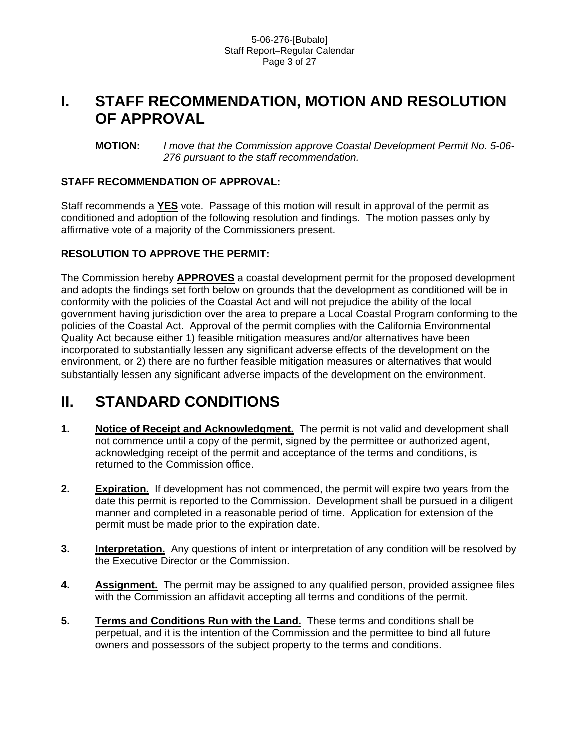# I. STAFF RECOMMENDATION, MOTION AND RESOLUTION OF APPROVAL

**MOTION:** *I move that the Commission approve Coastal Development Permit No. 5-06-276 pursuant to the staff recommendation.*

**STAFF RECOMMENDATION OF APPROVAL:**

Staff recommends a **YES** vote. Passage of this motion will result in approval of the permit as conditioned and adoption of the following resolution and findings. The motion passes only by affirmative vote of a majority of the Commissioners present.

**RESOLUTION TO APPROVE THE PERMIT:**

The Commission hereby **APPROVES** a coastal development permit for the proposed development and adopts the findings set forth below on grounds that the development as conditioned will be in conformity with the policies of the Coastal Act and will not prejudice the ability of the local government having jurisdiction over the area to prepare a Local Coastal Program conforming to the policies of the Coastal Act. Approval of the permit complies with the California Environmental Quality Act because either 1) feasible mitigation measures and/or alternatives have been incorporated to substantially lessen any significant adverse effects of the development on the environment, or 2) there are no further feasible mitigation measures or alternatives that would substantially lessen any significant adverse impacts of the development on the environment.

# II. STANDARD CONDITIONS

1. **Notice of Receipt and Acknowledgment.** The permit is not valid and development shall not commence until a copy of the permit, signed by the permittee or authorized agent, acknowledging receipt of the permit and acceptance of the terms and conditions, is returned to the Commission office.

2. **Expiration.** If development has not commenced, the permit will expire two years from the date this permit is reported to the Commission. Development shall be pursued in a diligent manner and completed in a reasonable period of time. Application for extension of the permit must be made prior to the expiration date.

3. **Interpretation.** Any questions of intent or interpretation of any condition will be resolved by the Executive Director or the Commission.

4. **Assignment.** The permit may be assigned to any qualified person, provided assignee files with the Commission an affidavit accepting all terms and conditions of the permit.

5. **Terms and Conditions Run with the Land.** These terms and conditions shall be perpetual, and it is the intention of the Commission and the permittee to bind all future owners and possessors of the subject property to the terms and conditions.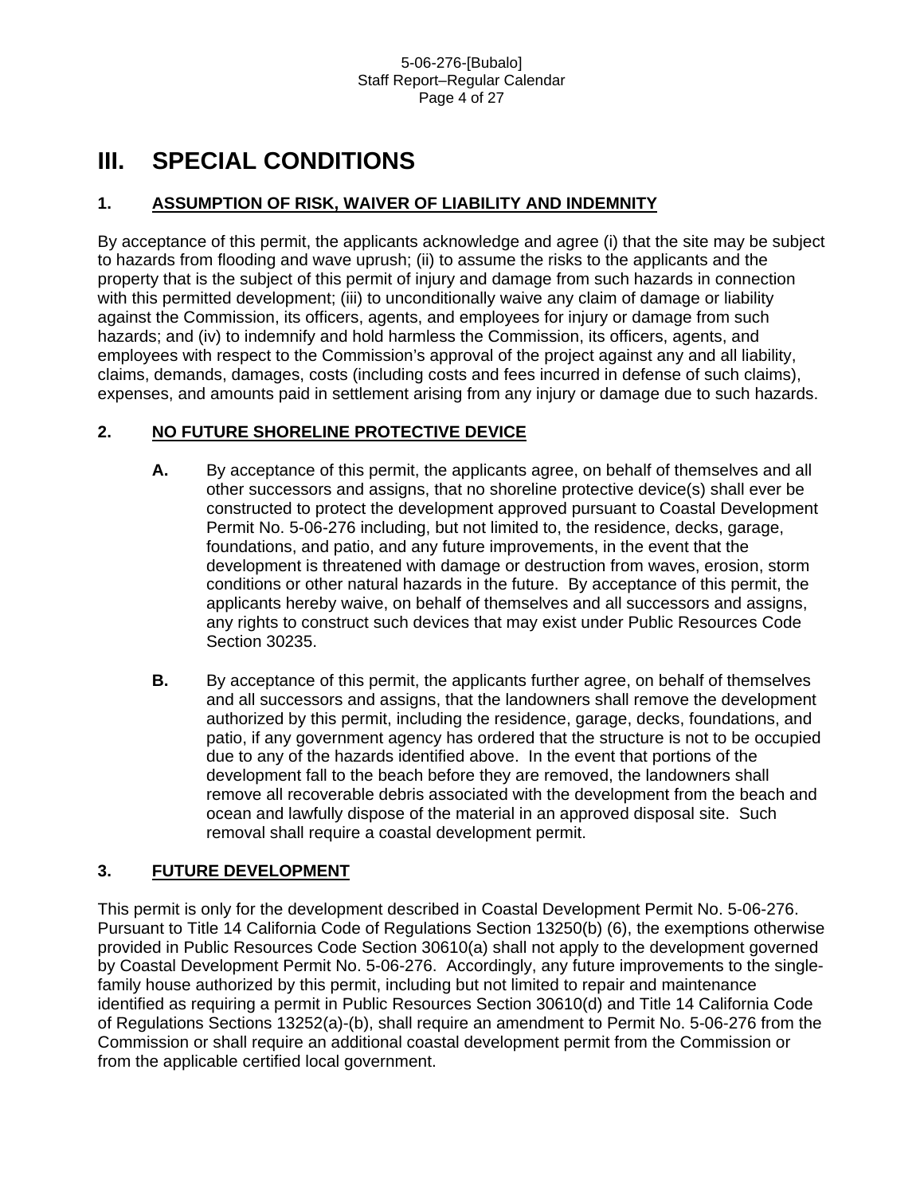# III. SPECIAL CONDITIONS

## 1. ASSUMPTION OF RISK, WAIVER OF LIABILITY AND INDEMNITY

By acceptance of this permit, the applicants acknowledge and agree (i) that the site may be subject to hazards from flooding and wave uprush; (ii) to assume the risks to the applicants and the property that is the subject of this permit of injury and damage from such hazards in connection with this permitted development; (iii) to unconditionally waive any claim of damage or liability against the Commission, its officers, agents, and employees for injury or damage from such hazards; and (iv) to indemnify and hold harmless the Commission, its officers, agents, and employees with respect to the Commission's approval of the project against any and all liability, claims, demands, damages, costs (including costs and fees incurred in defense of such claims), expenses, and amounts paid in settlement arising from any injury or damage due to such hazards.

## 2. NO FUTURE SHORELINE PROTECTIVE DEVICE

**A.** By acceptance of this permit, the applicants agree, on behalf of themselves and all other successors and assigns, that no shoreline protective device(s) shall ever be constructed to protect the development approved pursuant to Coastal Development Permit No. 5-06-276 including, but not limited to, the residence, decks, garage, foundations, and patio, and any future improvements, in the event that the development is threatened with damage or destruction from waves, erosion, storm conditions or other natural hazards in the future. By acceptance of this permit, the applicants hereby waive, on behalf of themselves and all successors and assigns, any rights to construct such devices that may exist under Public Resources Code Section 30235.

**B.** By acceptance of this permit, the applicants further agree, on behalf of themselves and all successors and assigns, that the landowners shall remove the development authorized by this permit, including the residence, garage, decks, foundations, and patio, if any government agency has ordered that the structure is not to be occupied due to any of the hazards identified above. In the event that portions of the development fall to the beach before they are removed, the landowners shall remove all recoverable debris associated with the development from the beach and ocean and lawfully dispose of the material in an approved disposal site. Such removal shall require a coastal development permit.

## 3. FUTURE DEVELOPMENT

This permit is only for the development described in Coastal Development Permit No. 5-06-276. Pursuant to Title 14 California Code of Regulations Section 13250(b) (6), the exemptions otherwise provided in Public Resources Code Section 30610(a) shall not apply to the development governed by Coastal Development Permit No. 5-06-276. Accordingly, any future improvements to the single-family house authorized by this permit, including but not limited to repair and maintenance identified as requiring a permit in Public Resources Section 30610(d) and Title 14 California Code of Regulations Sections 13252(a)-(b), shall require an amendment to Permit No. 5-06-276 from the Commission or shall require an additional coastal development permit from the Commission or from the applicable certified local government.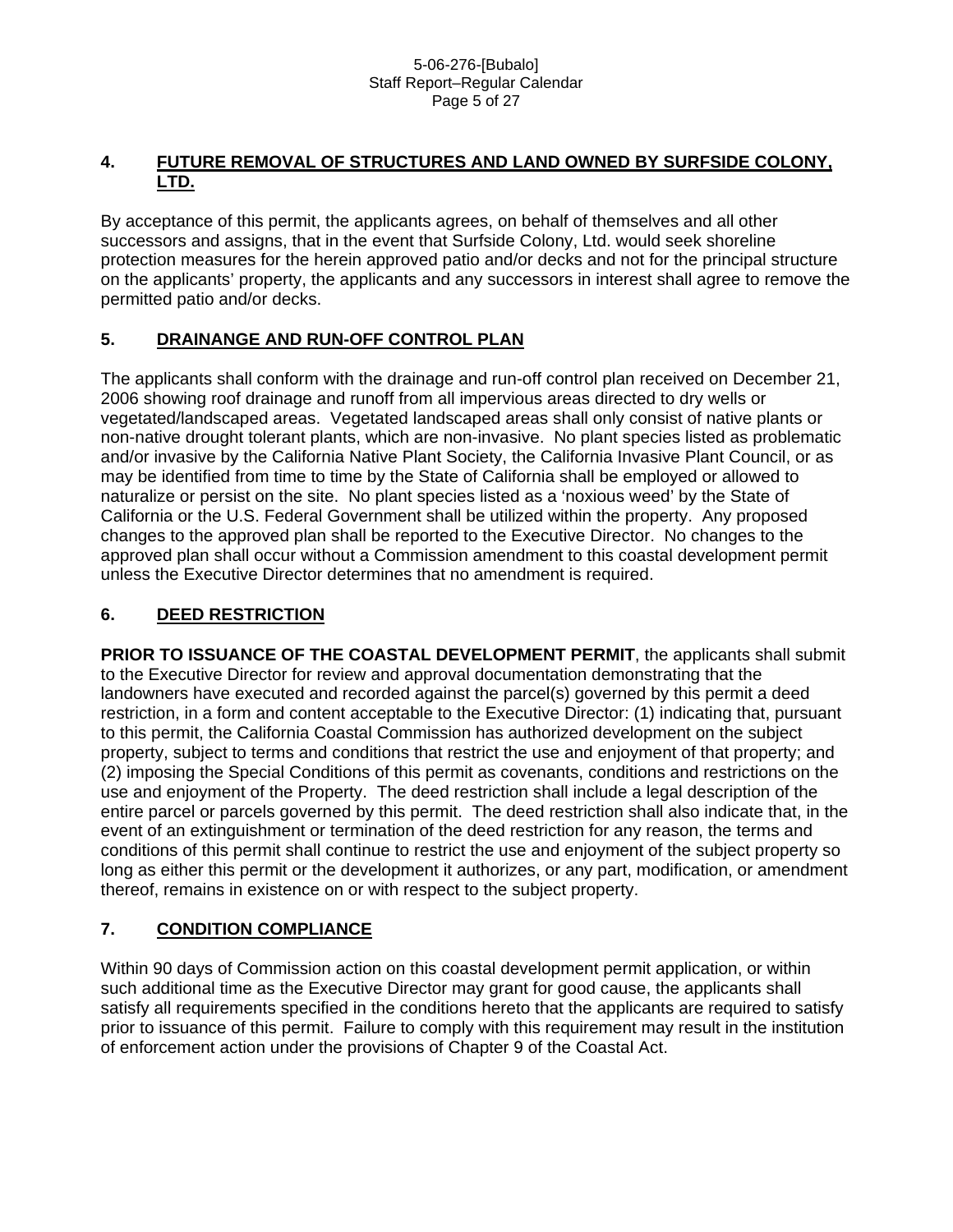### 4. FUTURE REMOVAL OF STRUCTURES AND LAND OWNED BY SURFSIDE COLONY, LTD.

By acceptance of this permit, the applicants agrees, on behalf of themselves and all other successors and assigns, that in the event that Surfside Colony, Ltd. would seek shoreline protection measures for the herein approved patio and/or decks and not for the principal structure on the applicants' property, the applicants and any successors in interest shall agree to remove the permitted patio and/or decks.

### 5. DRAINANGE AND RUN-OFF CONTROL PLAN

The applicants shall conform with the drainage and run-off control plan received on December 21, 2006 showing roof drainage and runoff from all impervious areas directed to dry wells or vegetated/landscaped areas. Vegetated landscaped areas shall only consist of native plants or non-native drought tolerant plants, which are non-invasive. No plant species listed as problematic and/or invasive by the California Native Plant Society, the California Invasive Plant Council, or as may be identified from time to time by the State of California shall be employed or allowed to naturalize or persist on the site. No plant species listed as a 'noxious weed' by the State of California or the U.S. Federal Government shall be utilized within the property. Any proposed changes to the approved plan shall be reported to the Executive Director. No changes to the approved plan shall occur without a Commission amendment to this coastal development permit unless the Executive Director determines that no amendment is required.

### 6. DEED RESTRICTION

**PRIOR TO ISSUANCE OF THE COASTAL DEVELOPMENT PERMIT**, the applicants shall submit to the Executive Director for review and approval documentation demonstrating that the landowners have executed and recorded against the parcel(s) governed by this permit a deed restriction, in a form and content acceptable to the Executive Director: (1) indicating that, pursuant to this permit, the California Coastal Commission has authorized development on the subject property, subject to terms and conditions that restrict the use and enjoyment of that property; and (2) imposing the Special Conditions of this permit as covenants, conditions and restrictions on the use and enjoyment of the Property. The deed restriction shall include a legal description of the entire parcel or parcels governed by this permit. The deed restriction shall also indicate that, in the event of an extinguishment or termination of the deed restriction for any reason, the terms and conditions of this permit shall continue to restrict the use and enjoyment of the subject property so long as either this permit or the development it authorizes, or any part, modification, or amendment thereof, remains in existence on or with respect to the subject property.

### 7. CONDITION COMPLIANCE

Within 90 days of Commission action on this coastal development permit application, or within such additional time as the Executive Director may grant for good cause, the applicants shall satisfy all requirements specified in the conditions hereto that the applicants are required to satisfy prior to issuance of this permit. Failure to comply with this requirement may result in the institution of enforcement action under the provisions of Chapter 9 of the Coastal Act.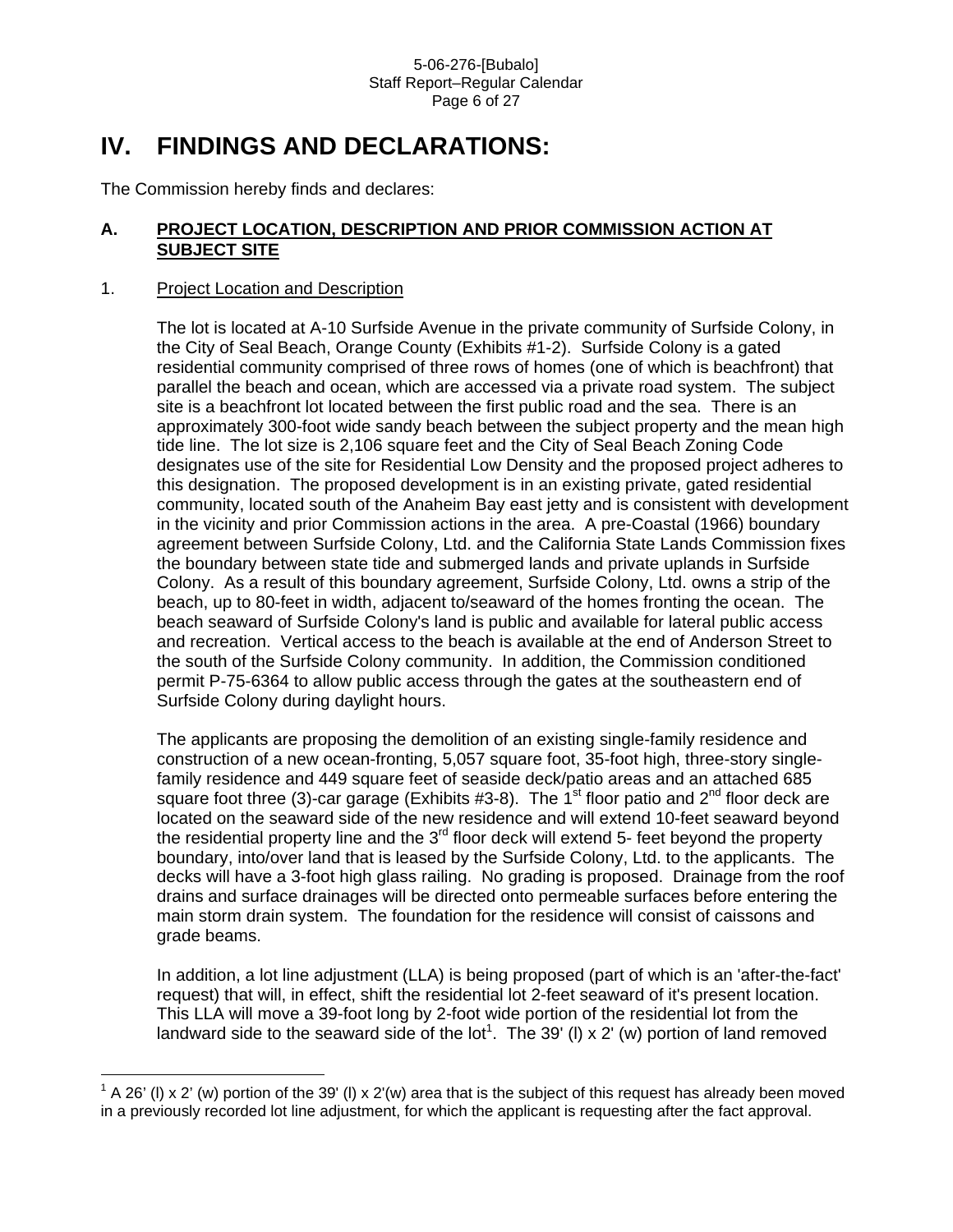# IV. FINDINGS AND DECLARATIONS:

The Commission hereby finds and declares:

## A. PROJECT LOCATION, DESCRIPTION AND PRIOR COMMISSION ACTION AT SUBJECT SITE

### 1. Project Location and Description

The lot is located at A-10 Surfside Avenue in the private community of Surfside Colony, in the City of Seal Beach, Orange County (Exhibits #1-2). Surfside Colony is a gated residential community comprised of three rows of homes (one of which is beachfront) that parallel the beach and ocean, which are accessed via a private road system. The subject site is a beachfront lot located between the first public road and the sea. There is an approximately 300-foot wide sandy beach between the subject property and the mean high tide line. The lot size is 2,106 square feet and the City of Seal Beach Zoning Code designates use of the site for Residential Low Density and the proposed project adheres to this designation. The proposed development is in an existing private, gated residential community, located south of the Anaheim Bay east jetty and is consistent with development in the vicinity and prior Commission actions in the area. A pre-Coastal (1966) boundary agreement between Surfside Colony, Ltd. and the California State Lands Commission fixes the boundary between state tide and submerged lands and private uplands in Surfside Colony. As a result of this boundary agreement, Surfside Colony, Ltd. owns a strip of the beach, up to 80-feet in width, adjacent to/seaward of the homes fronting the ocean. The beach seaward of Surfside Colony's land is public and available for lateral public access and recreation. Vertical access to the beach is available at the end of Anderson Street to the south of the Surfside Colony community. In addition, the Commission conditioned permit P-75-6364 to allow public access through the gates at the southeastern end of Surfside Colony during daylight hours.

The applicants are proposing the demolition of an existing single-family residence and construction of a new ocean-fronting, 5,057 square foot, 35-foot high, three-story single-family residence and 449 square feet of seaside deck/patio areas and an attached 685 square foot three (3)-car garage (Exhibits #3-8). The 1st floor patio and 2nd floor deck are located on the seaward side of the new residence and will extend 10-feet seaward beyond the residential property line and the 3rd floor deck will extend 5- feet beyond the property boundary, into/over land that is leased by the Surfside Colony, Ltd. to the applicants. The decks will have a 3-foot high glass railing. No grading is proposed. Drainage from the roof drains and surface drainages will be directed onto permeable surfaces before entering the main storm drain system. The foundation for the residence will consist of caissons and grade beams.

In addition, a lot line adjustment (LLA) is being proposed (part of which is an 'after-the-fact' request) that will, in effect, shift the residential lot 2-feet seaward of it's present location. This LLA will move a 39-foot long by 2-foot wide portion of the residential lot from the landward side to the seaward side of the lot[1]. The 39' (l) x 2' (w) portion of land removed

---

[1] A 26' (l) x 2' (w) portion of the 39' (l) x 2'(w) area that is the subject of this request has already been moved in a previously recorded lot line adjustment, for which the applicant is requesting after the fact approval.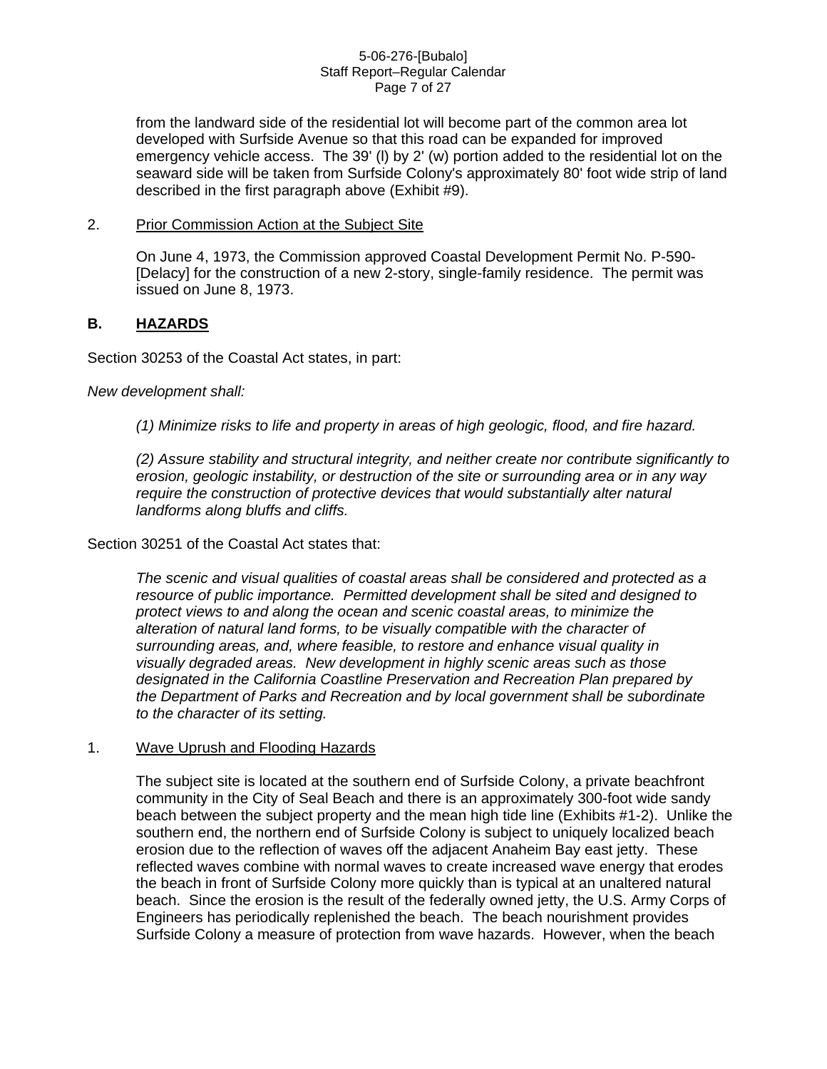from the landward side of the residential lot will become part of the common area lot developed with Surfside Avenue so that this road can be expanded for improved emergency vehicle access. The 39' (l) by 2' (w) portion added to the residential lot on the seaward side will be taken from Surfside Colony's approximately 80' foot wide strip of land described in the first paragraph above (Exhibit #9).

2. Prior Commission Action at the Subject Site

On June 4, 1973, the Commission approved Coastal Development Permit No. P-590-[Delacy] for the construction of a new 2-story, single-family residence. The permit was issued on June 8, 1973.

## B. HAZARDS

Section 30253 of the Coastal Act states, in part:

*New development shall:*

> *(1) Minimize risks to life and property in areas of high geologic, flood, and fire hazard.*
>
> *(2) Assure stability and structural integrity, and neither create nor contribute significantly to erosion, geologic instability, or destruction of the site or surrounding area or in any way require the construction of protective devices that would substantially alter natural landforms along bluffs and cliffs.*

Section 30251 of the Coastal Act states that:

> *The scenic and visual qualities of coastal areas shall be considered and protected as a resource of public importance. Permitted development shall be sited and designed to protect views to and along the ocean and scenic coastal areas, to minimize the alteration of natural land forms, to be visually compatible with the character of surrounding areas, and, where feasible, to restore and enhance visual quality in visually degraded areas. New development in highly scenic areas such as those designated in the California Coastline Preservation and Recreation Plan prepared by the Department of Parks and Recreation and by local government shall be subordinate to the character of its setting.*

1. Wave Uprush and Flooding Hazards

The subject site is located at the southern end of Surfside Colony, a private beachfront community in the City of Seal Beach and there is an approximately 300-foot wide sandy beach between the subject property and the mean high tide line (Exhibits #1-2). Unlike the southern end, the northern end of Surfside Colony is subject to uniquely localized beach erosion due to the reflection of waves off the adjacent Anaheim Bay east jetty. These reflected waves combine with normal waves to create increased wave energy that erodes the beach in front of Surfside Colony more quickly than is typical at an unaltered natural beach. Since the erosion is the result of the federally owned jetty, the U.S. Army Corps of Engineers has periodically replenished the beach. The beach nourishment provides Surfside Colony a measure of protection from wave hazards. However, when the beach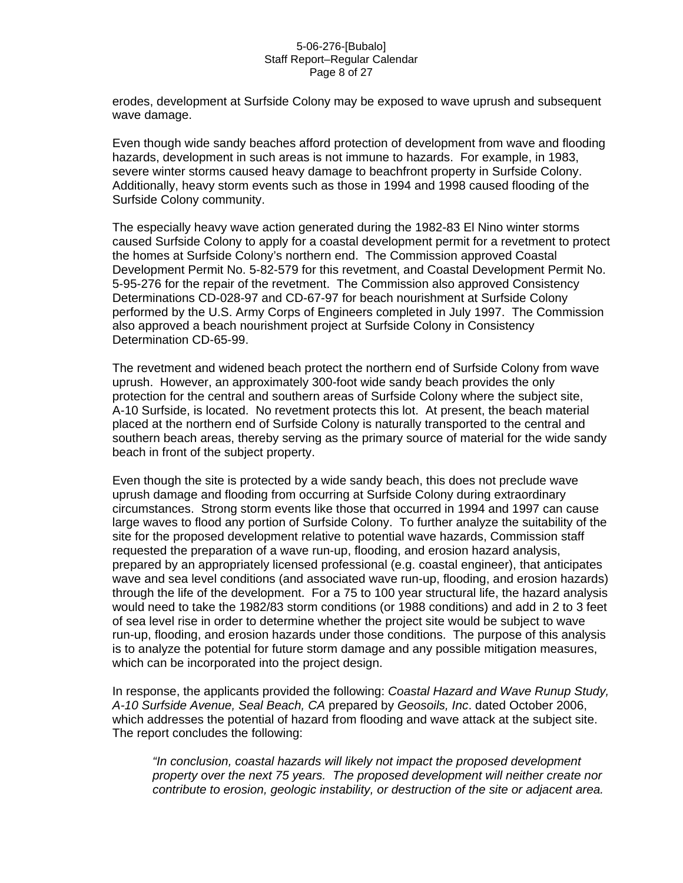erodes, development at Surfside Colony may be exposed to wave uprush and subsequent wave damage.

Even though wide sandy beaches afford protection of development from wave and flooding hazards, development in such areas is not immune to hazards. For example, in 1983, severe winter storms caused heavy damage to beachfront property in Surfside Colony. Additionally, heavy storm events such as those in 1994 and 1998 caused flooding of the Surfside Colony community.

The especially heavy wave action generated during the 1982-83 El Nino winter storms caused Surfside Colony to apply for a coastal development permit for a revetment to protect the homes at Surfside Colony's northern end. The Commission approved Coastal Development Permit No. 5-82-579 for this revetment, and Coastal Development Permit No. 5-95-276 for the repair of the revetment. The Commission also approved Consistency Determinations CD-028-97 and CD-67-97 for beach nourishment at Surfside Colony performed by the U.S. Army Corps of Engineers completed in July 1997. The Commission also approved a beach nourishment project at Surfside Colony in Consistency Determination CD-65-99.

The revetment and widened beach protect the northern end of Surfside Colony from wave uprush. However, an approximately 300-foot wide sandy beach provides the only protection for the central and southern areas of Surfside Colony where the subject site, A-10 Surfside, is located. No revetment protects this lot. At present, the beach material placed at the northern end of Surfside Colony is naturally transported to the central and southern beach areas, thereby serving as the primary source of material for the wide sandy beach in front of the subject property.

Even though the site is protected by a wide sandy beach, this does not preclude wave uprush damage and flooding from occurring at Surfside Colony during extraordinary circumstances. Strong storm events like those that occurred in 1994 and 1997 can cause large waves to flood any portion of Surfside Colony. To further analyze the suitability of the site for the proposed development relative to potential wave hazards, Commission staff requested the preparation of a wave run-up, flooding, and erosion hazard analysis, prepared by an appropriately licensed professional (e.g. coastal engineer), that anticipates wave and sea level conditions (and associated wave run-up, flooding, and erosion hazards) through the life of the development. For a 75 to 100 year structural life, the hazard analysis would need to take the 1982/83 storm conditions (or 1988 conditions) and add in 2 to 3 feet of sea level rise in order to determine whether the project site would be subject to wave run-up, flooding, and erosion hazards under those conditions. The purpose of this analysis is to analyze the potential for future storm damage and any possible mitigation measures, which can be incorporated into the project design.

In response, the applicants provided the following: *Coastal Hazard and Wave Runup Study, A-10 Surfside Avenue, Seal Beach, CA* prepared by *Geosoils, Inc*. dated October 2006, which addresses the potential of hazard from flooding and wave attack at the subject site. The report concludes the following:

> *"In conclusion, coastal hazards will likely not impact the proposed development property over the next 75 years. The proposed development will neither create nor contribute to erosion, geologic instability, or destruction of the site or adjacent area.*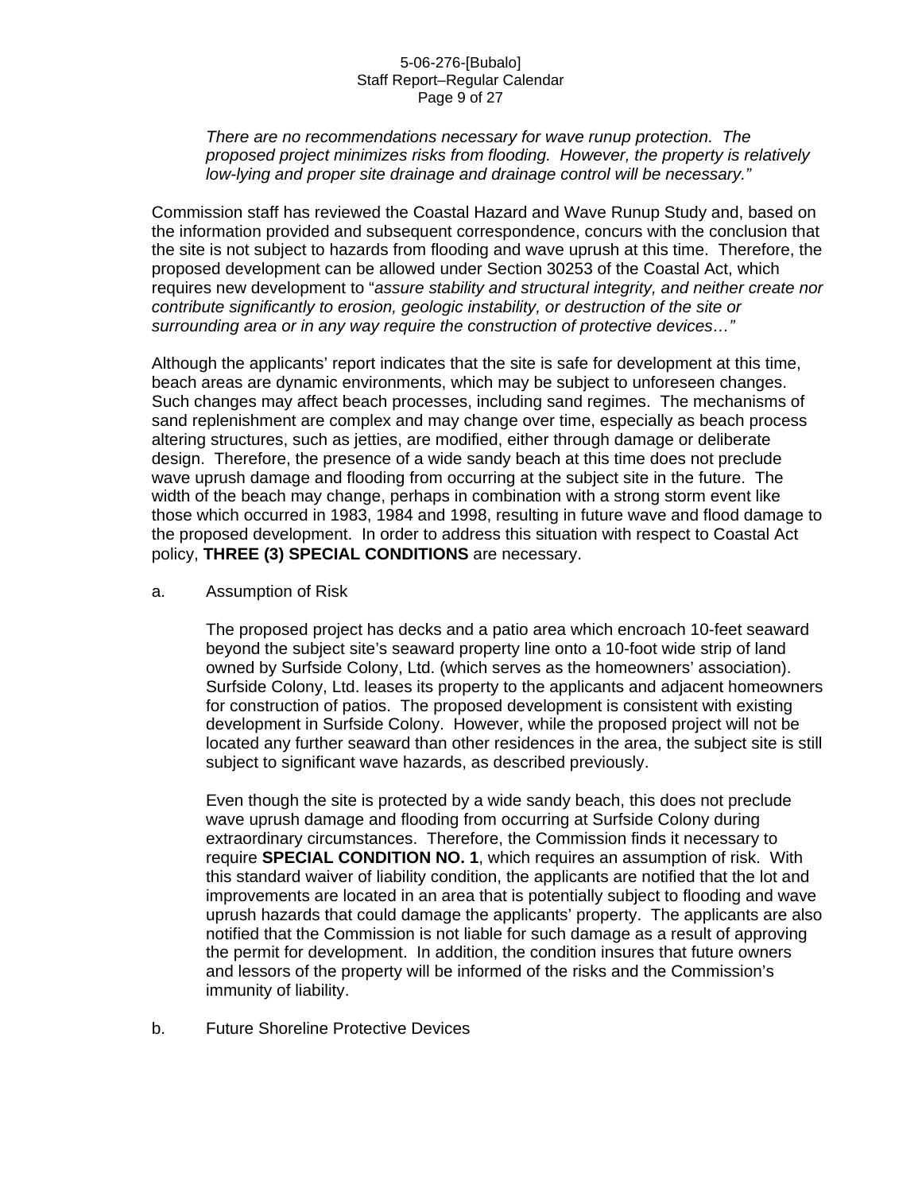*There are no recommendations necessary for wave runup protection. The proposed project minimizes risks from flooding. However, the property is relatively low-lying and proper site drainage and drainage control will be necessary."*

Commission staff has reviewed the Coastal Hazard and Wave Runup Study and, based on the information provided and subsequent correspondence, concurs with the conclusion that the site is not subject to hazards from flooding and wave uprush at this time. Therefore, the proposed development can be allowed under Section 30253 of the Coastal Act, which requires new development to "*assure stability and structural integrity, and neither create nor contribute significantly to erosion, geologic instability, or destruction of the site or surrounding area or in any way require the construction of protective devices…"*

Although the applicants' report indicates that the site is safe for development at this time, beach areas are dynamic environments, which may be subject to unforeseen changes. Such changes may affect beach processes, including sand regimes. The mechanisms of sand replenishment are complex and may change over time, especially as beach process altering structures, such as jetties, are modified, either through damage or deliberate design. Therefore, the presence of a wide sandy beach at this time does not preclude wave uprush damage and flooding from occurring at the subject site in the future. The width of the beach may change, perhaps in combination with a strong storm event like those which occurred in 1983, 1984 and 1998, resulting in future wave and flood damage to the proposed development. In order to address this situation with respect to Coastal Act policy, **THREE (3) SPECIAL CONDITIONS** are necessary.

a. Assumption of Risk

The proposed project has decks and a patio area which encroach 10-feet seaward beyond the subject site's seaward property line onto a 10-foot wide strip of land owned by Surfside Colony, Ltd. (which serves as the homeowners' association). Surfside Colony, Ltd. leases its property to the applicants and adjacent homeowners for construction of patios. The proposed development is consistent with existing development in Surfside Colony. However, while the proposed project will not be located any further seaward than other residences in the area, the subject site is still subject to significant wave hazards, as described previously.

Even though the site is protected by a wide sandy beach, this does not preclude wave uprush damage and flooding from occurring at Surfside Colony during extraordinary circumstances. Therefore, the Commission finds it necessary to require **SPECIAL CONDITION NO. 1**, which requires an assumption of risk. With this standard waiver of liability condition, the applicants are notified that the lot and improvements are located in an area that is potentially subject to flooding and wave uprush hazards that could damage the applicants' property. The applicants are also notified that the Commission is not liable for such damage as a result of approving the permit for development. In addition, the condition insures that future owners and lessors of the property will be informed of the risks and the Commission's immunity of liability.

b. Future Shoreline Protective Devices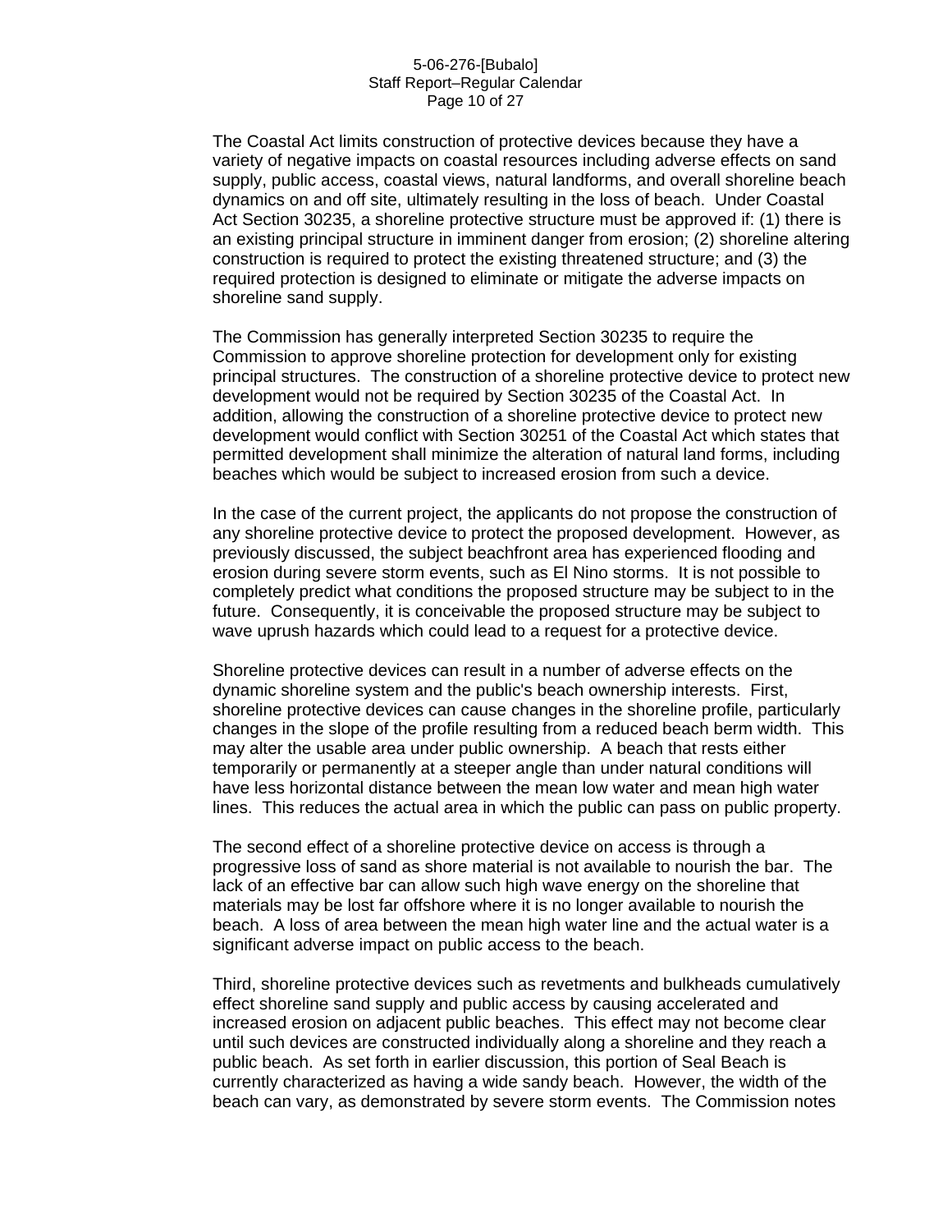The Coastal Act limits construction of protective devices because they have a variety of negative impacts on coastal resources including adverse effects on sand supply, public access, coastal views, natural landforms, and overall shoreline beach dynamics on and off site, ultimately resulting in the loss of beach. Under Coastal Act Section 30235, a shoreline protective structure must be approved if: (1) there is an existing principal structure in imminent danger from erosion; (2) shoreline altering construction is required to protect the existing threatened structure; and (3) the required protection is designed to eliminate or mitigate the adverse impacts on shoreline sand supply.

The Commission has generally interpreted Section 30235 to require the Commission to approve shoreline protection for development only for existing principal structures. The construction of a shoreline protective device to protect new development would not be required by Section 30235 of the Coastal Act. In addition, allowing the construction of a shoreline protective device to protect new development would conflict with Section 30251 of the Coastal Act which states that permitted development shall minimize the alteration of natural land forms, including beaches which would be subject to increased erosion from such a device.

In the case of the current project, the applicants do not propose the construction of any shoreline protective device to protect the proposed development. However, as previously discussed, the subject beachfront area has experienced flooding and erosion during severe storm events, such as El Nino storms. It is not possible to completely predict what conditions the proposed structure may be subject to in the future. Consequently, it is conceivable the proposed structure may be subject to wave uprush hazards which could lead to a request for a protective device.

Shoreline protective devices can result in a number of adverse effects on the dynamic shoreline system and the public's beach ownership interests. First, shoreline protective devices can cause changes in the shoreline profile, particularly changes in the slope of the profile resulting from a reduced beach berm width. This may alter the usable area under public ownership. A beach that rests either temporarily or permanently at a steeper angle than under natural conditions will have less horizontal distance between the mean low water and mean high water lines. This reduces the actual area in which the public can pass on public property.

The second effect of a shoreline protective device on access is through a progressive loss of sand as shore material is not available to nourish the bar. The lack of an effective bar can allow such high wave energy on the shoreline that materials may be lost far offshore where it is no longer available to nourish the beach. A loss of area between the mean high water line and the actual water is a significant adverse impact on public access to the beach.

Third, shoreline protective devices such as revetments and bulkheads cumulatively effect shoreline sand supply and public access by causing accelerated and increased erosion on adjacent public beaches. This effect may not become clear until such devices are constructed individually along a shoreline and they reach a public beach. As set forth in earlier discussion, this portion of Seal Beach is currently characterized as having a wide sandy beach. However, the width of the beach can vary, as demonstrated by severe storm events. The Commission notes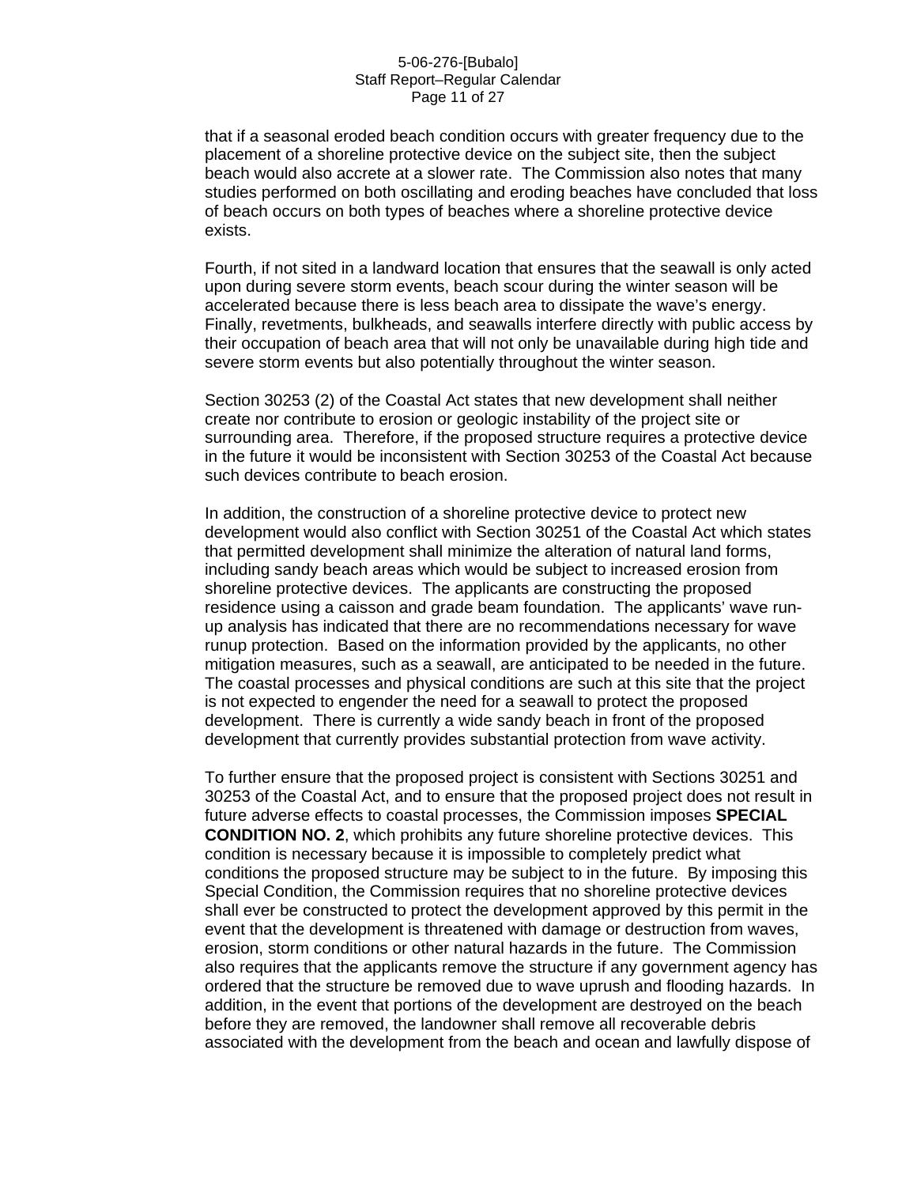that if a seasonal eroded beach condition occurs with greater frequency due to the placement of a shoreline protective device on the subject site, then the subject beach would also accrete at a slower rate. The Commission also notes that many studies performed on both oscillating and eroding beaches have concluded that loss of beach occurs on both types of beaches where a shoreline protective device exists.

Fourth, if not sited in a landward location that ensures that the seawall is only acted upon during severe storm events, beach scour during the winter season will be accelerated because there is less beach area to dissipate the wave's energy. Finally, revetments, bulkheads, and seawalls interfere directly with public access by their occupation of beach area that will not only be unavailable during high tide and severe storm events but also potentially throughout the winter season.

Section 30253 (2) of the Coastal Act states that new development shall neither create nor contribute to erosion or geologic instability of the project site or surrounding area. Therefore, if the proposed structure requires a protective device in the future it would be inconsistent with Section 30253 of the Coastal Act because such devices contribute to beach erosion.

In addition, the construction of a shoreline protective device to protect new development would also conflict with Section 30251 of the Coastal Act which states that permitted development shall minimize the alteration of natural land forms, including sandy beach areas which would be subject to increased erosion from shoreline protective devices. The applicants are constructing the proposed residence using a caisson and grade beam foundation. The applicants' wave run-up analysis has indicated that there are no recommendations necessary for wave runup protection. Based on the information provided by the applicants, no other mitigation measures, such as a seawall, are anticipated to be needed in the future. The coastal processes and physical conditions are such at this site that the project is not expected to engender the need for a seawall to protect the proposed development. There is currently a wide sandy beach in front of the proposed development that currently provides substantial protection from wave activity.

To further ensure that the proposed project is consistent with Sections 30251 and 30253 of the Coastal Act, and to ensure that the proposed project does not result in future adverse effects to coastal processes, the Commission imposes **SPECIAL CONDITION NO. 2**, which prohibits any future shoreline protective devices. This condition is necessary because it is impossible to completely predict what conditions the proposed structure may be subject to in the future. By imposing this Special Condition, the Commission requires that no shoreline protective devices shall ever be constructed to protect the development approved by this permit in the event that the development is threatened with damage or destruction from waves, erosion, storm conditions or other natural hazards in the future. The Commission also requires that the applicants remove the structure if any government agency has ordered that the structure be removed due to wave uprush and flooding hazards. In addition, in the event that portions of the development are destroyed on the beach before they are removed, the landowner shall remove all recoverable debris associated with the development from the beach and ocean and lawfully dispose of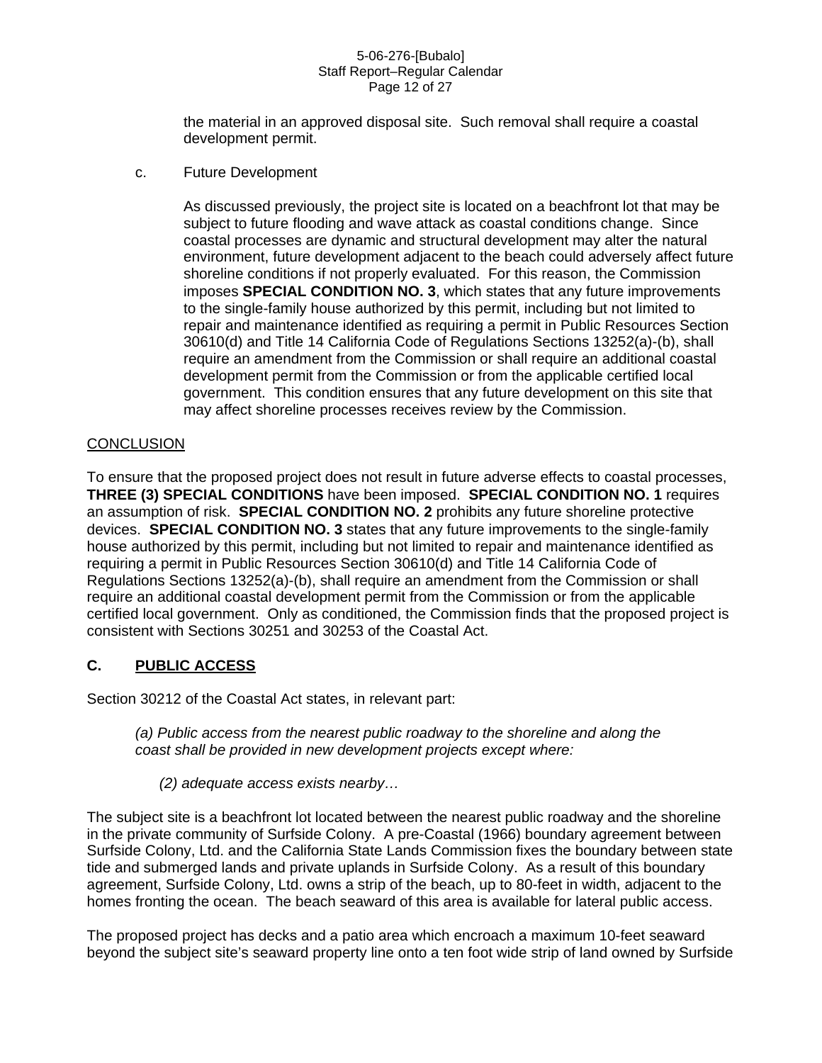the material in an approved disposal site. Such removal shall require a coastal development permit.

c. Future Development

As discussed previously, the project site is located on a beachfront lot that may be subject to future flooding and wave attack as coastal conditions change. Since coastal processes are dynamic and structural development may alter the natural environment, future development adjacent to the beach could adversely affect future shoreline conditions if not properly evaluated. For this reason, the Commission imposes **SPECIAL CONDITION NO. 3**, which states that any future improvements to the single-family house authorized by this permit, including but not limited to repair and maintenance identified as requiring a permit in Public Resources Section 30610(d) and Title 14 California Code of Regulations Sections 13252(a)-(b), shall require an amendment from the Commission or shall require an additional coastal development permit from the Commission or from the applicable certified local government. This condition ensures that any future development on this site that may affect shoreline processes receives review by the Commission.

CONCLUSION

To ensure that the proposed project does not result in future adverse effects to coastal processes, **THREE (3) SPECIAL CONDITIONS** have been imposed. **SPECIAL CONDITION NO. 1** requires an assumption of risk. **SPECIAL CONDITION NO. 2** prohibits any future shoreline protective devices. **SPECIAL CONDITION NO. 3** states that any future improvements to the single-family house authorized by this permit, including but not limited to repair and maintenance identified as requiring a permit in Public Resources Section 30610(d) and Title 14 California Code of Regulations Sections 13252(a)-(b), shall require an amendment from the Commission or shall require an additional coastal development permit from the Commission or from the applicable certified local government. Only as conditioned, the Commission finds that the proposed project is consistent with Sections 30251 and 30253 of the Coastal Act.

## C. PUBLIC ACCESS

Section 30212 of the Coastal Act states, in relevant part:

*(a) Public access from the nearest public roadway to the shoreline and along the coast shall be provided in new development projects except where:*

*(2) adequate access exists nearby…*

The subject site is a beachfront lot located between the nearest public roadway and the shoreline in the private community of Surfside Colony. A pre-Coastal (1966) boundary agreement between Surfside Colony, Ltd. and the California State Lands Commission fixes the boundary between state tide and submerged lands and private uplands in Surfside Colony. As a result of this boundary agreement, Surfside Colony, Ltd. owns a strip of the beach, up to 80-feet in width, adjacent to the homes fronting the ocean. The beach seaward of this area is available for lateral public access.

The proposed project has decks and a patio area which encroach a maximum 10-feet seaward beyond the subject site's seaward property line onto a ten foot wide strip of land owned by Surfside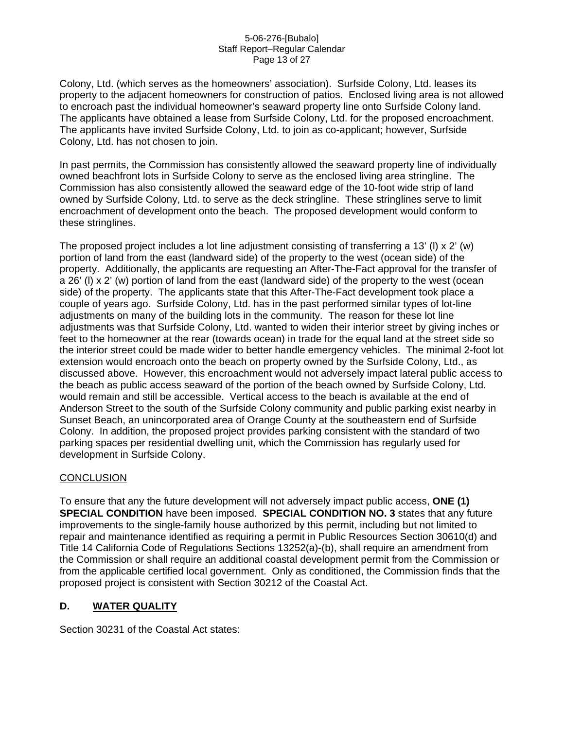Colony, Ltd. (which serves as the homeowners' association). Surfside Colony, Ltd. leases its property to the adjacent homeowners for construction of patios. Enclosed living area is not allowed to encroach past the individual homeowner's seaward property line onto Surfside Colony land. The applicants have obtained a lease from Surfside Colony, Ltd. for the proposed encroachment. The applicants have invited Surfside Colony, Ltd. to join as co-applicant; however, Surfside Colony, Ltd. has not chosen to join.

In past permits, the Commission has consistently allowed the seaward property line of individually owned beachfront lots in Surfside Colony to serve as the enclosed living area stringline. The Commission has also consistently allowed the seaward edge of the 10-foot wide strip of land owned by Surfside Colony, Ltd. to serve as the deck stringline. These stringlines serve to limit encroachment of development onto the beach. The proposed development would conform to these stringlines.

The proposed project includes a lot line adjustment consisting of transferring a 13' (l) x 2' (w) portion of land from the east (landward side) of the property to the west (ocean side) of the property. Additionally, the applicants are requesting an After-The-Fact approval for the transfer of a 26' (l) x 2' (w) portion of land from the east (landward side) of the property to the west (ocean side) of the property. The applicants state that this After-The-Fact development took place a couple of years ago. Surfside Colony, Ltd. has in the past performed similar types of lot-line adjustments on many of the building lots in the community. The reason for these lot line adjustments was that Surfside Colony, Ltd. wanted to widen their interior street by giving inches or feet to the homeowner at the rear (towards ocean) in trade for the equal land at the street side so the interior street could be made wider to better handle emergency vehicles. The minimal 2-foot lot extension would encroach onto the beach on property owned by the Surfside Colony, Ltd., as discussed above. However, this encroachment would not adversely impact lateral public access to the beach as public access seaward of the portion of the beach owned by Surfside Colony, Ltd. would remain and still be accessible. Vertical access to the beach is available at the end of Anderson Street to the south of the Surfside Colony community and public parking exist nearby in Sunset Beach, an unincorporated area of Orange County at the southeastern end of Surfside Colony. In addition, the proposed project provides parking consistent with the standard of two parking spaces per residential dwelling unit, which the Commission has regularly used for development in Surfside Colony.

CONCLUSION

To ensure that any the future development will not adversely impact public access, **ONE (1) SPECIAL CONDITION** have been imposed. **SPECIAL CONDITION NO. 3** states that any future improvements to the single-family house authorized by this permit, including but not limited to repair and maintenance identified as requiring a permit in Public Resources Section 30610(d) and Title 14 California Code of Regulations Sections 13252(a)-(b), shall require an amendment from the Commission or shall require an additional coastal development permit from the Commission or from the applicable certified local government. Only as conditioned, the Commission finds that the proposed project is consistent with Section 30212 of the Coastal Act.

## D. WATER QUALITY

Section 30231 of the Coastal Act states: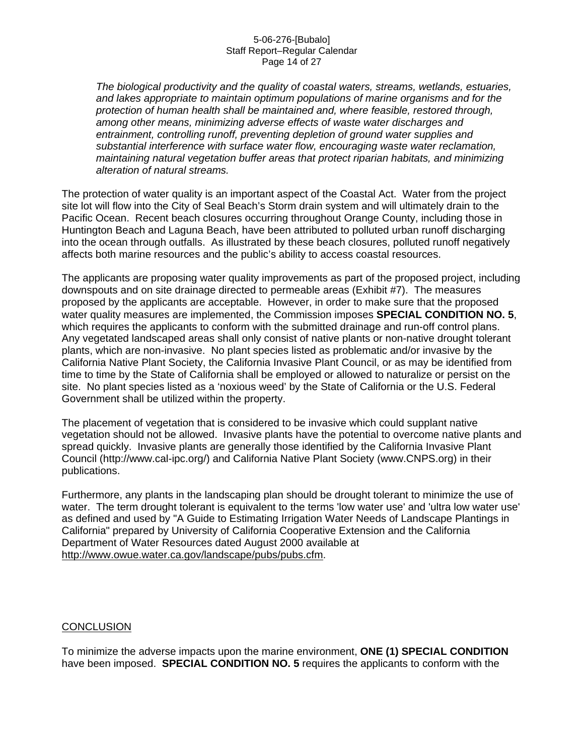*The biological productivity and the quality of coastal waters, streams, wetlands, estuaries, and lakes appropriate to maintain optimum populations of marine organisms and for the protection of human health shall be maintained and, where feasible, restored through, among other means, minimizing adverse effects of waste water discharges and entrainment, controlling runoff, preventing depletion of ground water supplies and substantial interference with surface water flow, encouraging waste water reclamation, maintaining natural vegetation buffer areas that protect riparian habitats, and minimizing alteration of natural streams.*

The protection of water quality is an important aspect of the Coastal Act. Water from the project site lot will flow into the City of Seal Beach's Storm drain system and will ultimately drain to the Pacific Ocean. Recent beach closures occurring throughout Orange County, including those in Huntington Beach and Laguna Beach, have been attributed to polluted urban runoff discharging into the ocean through outfalls. As illustrated by these beach closures, polluted runoff negatively affects both marine resources and the public's ability to access coastal resources.

The applicants are proposing water quality improvements as part of the proposed project, including downspouts and on site drainage directed to permeable areas (Exhibit #7). The measures proposed by the applicants are acceptable. However, in order to make sure that the proposed water quality measures are implemented, the Commission imposes **SPECIAL CONDITION NO. 5**, which requires the applicants to conform with the submitted drainage and run-off control plans. Any vegetated landscaped areas shall only consist of native plants or non-native drought tolerant plants, which are non-invasive. No plant species listed as problematic and/or invasive by the California Native Plant Society, the California Invasive Plant Council, or as may be identified from time to time by the State of California shall be employed or allowed to naturalize or persist on the site. No plant species listed as a 'noxious weed' by the State of California or the U.S. Federal Government shall be utilized within the property.

The placement of vegetation that is considered to be invasive which could supplant native vegetation should not be allowed. Invasive plants have the potential to overcome native plants and spread quickly. Invasive plants are generally those identified by the California Invasive Plant Council (http://www.cal-ipc.org/) and California Native Plant Society (www.CNPS.org) in their publications.

Furthermore, any plants in the landscaping plan should be drought tolerant to minimize the use of water. The term drought tolerant is equivalent to the terms 'low water use' and 'ultra low water use' as defined and used by "A Guide to Estimating Irrigation Water Needs of Landscape Plantings in California" prepared by University of California Cooperative Extension and the California Department of Water Resources dated August 2000 available at http://www.owue.water.ca.gov/landscape/pubs/pubs.cfm.

## CONCLUSION

To minimize the adverse impacts upon the marine environment, **ONE (1) SPECIAL CONDITION** have been imposed. **SPECIAL CONDITION NO. 5** requires the applicants to conform with the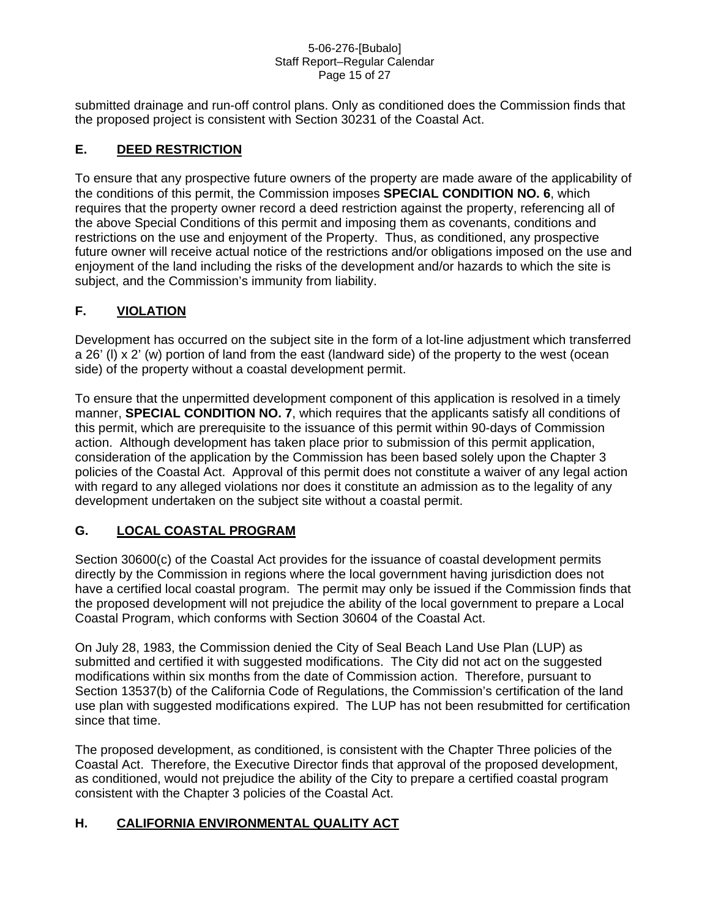submitted drainage and run-off control plans. Only as conditioned does the Commission finds that the proposed project is consistent with Section 30231 of the Coastal Act.

## E. DEED RESTRICTION

To ensure that any prospective future owners of the property are made aware of the applicability of the conditions of this permit, the Commission imposes **SPECIAL CONDITION NO. 6**, which requires that the property owner record a deed restriction against the property, referencing all of the above Special Conditions of this permit and imposing them as covenants, conditions and restrictions on the use and enjoyment of the Property. Thus, as conditioned, any prospective future owner will receive actual notice of the restrictions and/or obligations imposed on the use and enjoyment of the land including the risks of the development and/or hazards to which the site is subject, and the Commission's immunity from liability.

## F. VIOLATION

Development has occurred on the subject site in the form of a lot-line adjustment which transferred a 26' (l) x 2' (w) portion of land from the east (landward side) of the property to the west (ocean side) of the property without a coastal development permit.

To ensure that the unpermitted development component of this application is resolved in a timely manner, **SPECIAL CONDITION NO. 7**, which requires that the applicants satisfy all conditions of this permit, which are prerequisite to the issuance of this permit within 90-days of Commission action. Although development has taken place prior to submission of this permit application, consideration of the application by the Commission has been based solely upon the Chapter 3 policies of the Coastal Act. Approval of this permit does not constitute a waiver of any legal action with regard to any alleged violations nor does it constitute an admission as to the legality of any development undertaken on the subject site without a coastal permit.

## G. LOCAL COASTAL PROGRAM

Section 30600(c) of the Coastal Act provides for the issuance of coastal development permits directly by the Commission in regions where the local government having jurisdiction does not have a certified local coastal program. The permit may only be issued if the Commission finds that the proposed development will not prejudice the ability of the local government to prepare a Local Coastal Program, which conforms with Section 30604 of the Coastal Act.

On July 28, 1983, the Commission denied the City of Seal Beach Land Use Plan (LUP) as submitted and certified it with suggested modifications. The City did not act on the suggested modifications within six months from the date of Commission action. Therefore, pursuant to Section 13537(b) of the California Code of Regulations, the Commission's certification of the land use plan with suggested modifications expired. The LUP has not been resubmitted for certification since that time.

The proposed development, as conditioned, is consistent with the Chapter Three policies of the Coastal Act. Therefore, the Executive Director finds that approval of the proposed development, as conditioned, would not prejudice the ability of the City to prepare a certified coastal program consistent with the Chapter 3 policies of the Coastal Act.

## H. CALIFORNIA ENVIRONMENTAL QUALITY ACT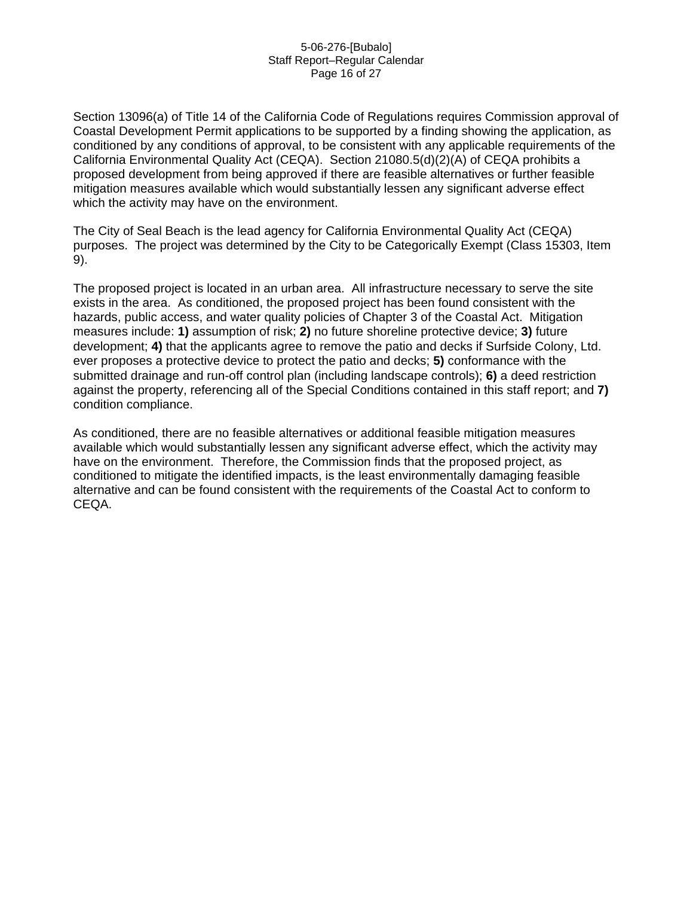Section 13096(a) of Title 14 of the California Code of Regulations requires Commission approval of Coastal Development Permit applications to be supported by a finding showing the application, as conditioned by any conditions of approval, to be consistent with any applicable requirements of the California Environmental Quality Act (CEQA). Section 21080.5(d)(2)(A) of CEQA prohibits a proposed development from being approved if there are feasible alternatives or further feasible mitigation measures available which would substantially lessen any significant adverse effect which the activity may have on the environment.

The City of Seal Beach is the lead agency for California Environmental Quality Act (CEQA) purposes. The project was determined by the City to be Categorically Exempt (Class 15303, Item 9).

The proposed project is located in an urban area. All infrastructure necessary to serve the site exists in the area. As conditioned, the proposed project has been found consistent with the hazards, public access, and water quality policies of Chapter 3 of the Coastal Act. Mitigation measures include: **1)** assumption of risk; **2)** no future shoreline protective device; **3)** future development; **4)** that the applicants agree to remove the patio and decks if Surfside Colony, Ltd. ever proposes a protective device to protect the patio and decks; **5)** conformance with the submitted drainage and run-off control plan (including landscape controls); **6)** a deed restriction against the property, referencing all of the Special Conditions contained in this staff report; and **7)** condition compliance.

As conditioned, there are no feasible alternatives or additional feasible mitigation measures available which would substantially lessen any significant adverse effect, which the activity may have on the environment. Therefore, the Commission finds that the proposed project, as conditioned to mitigate the identified impacts, is the least environmentally damaging feasible alternative and can be found consistent with the requirements of the Coastal Act to conform to CEQA.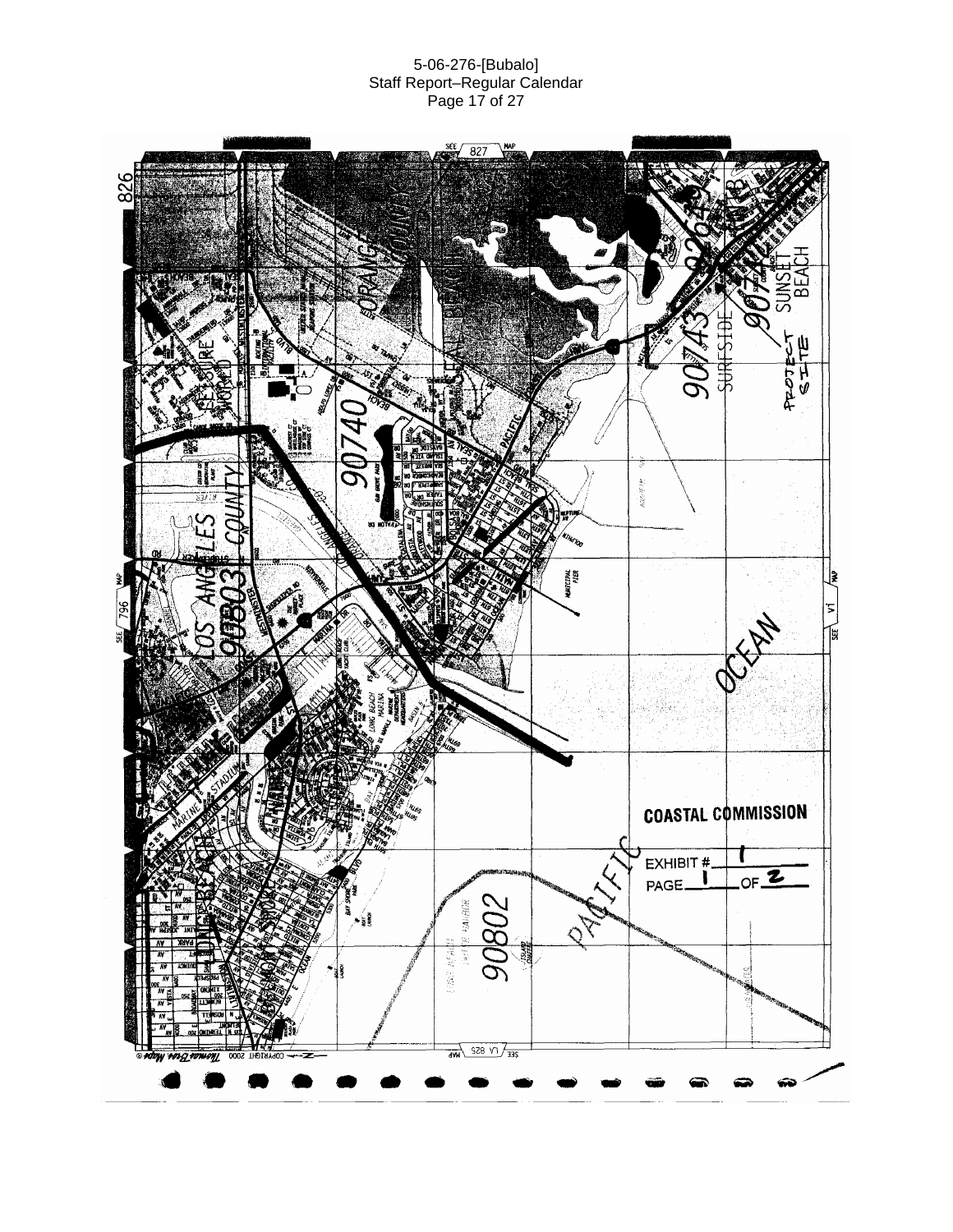COASTAL COMMISSION

EXHIBIT # 1

PAGE 1 OF 2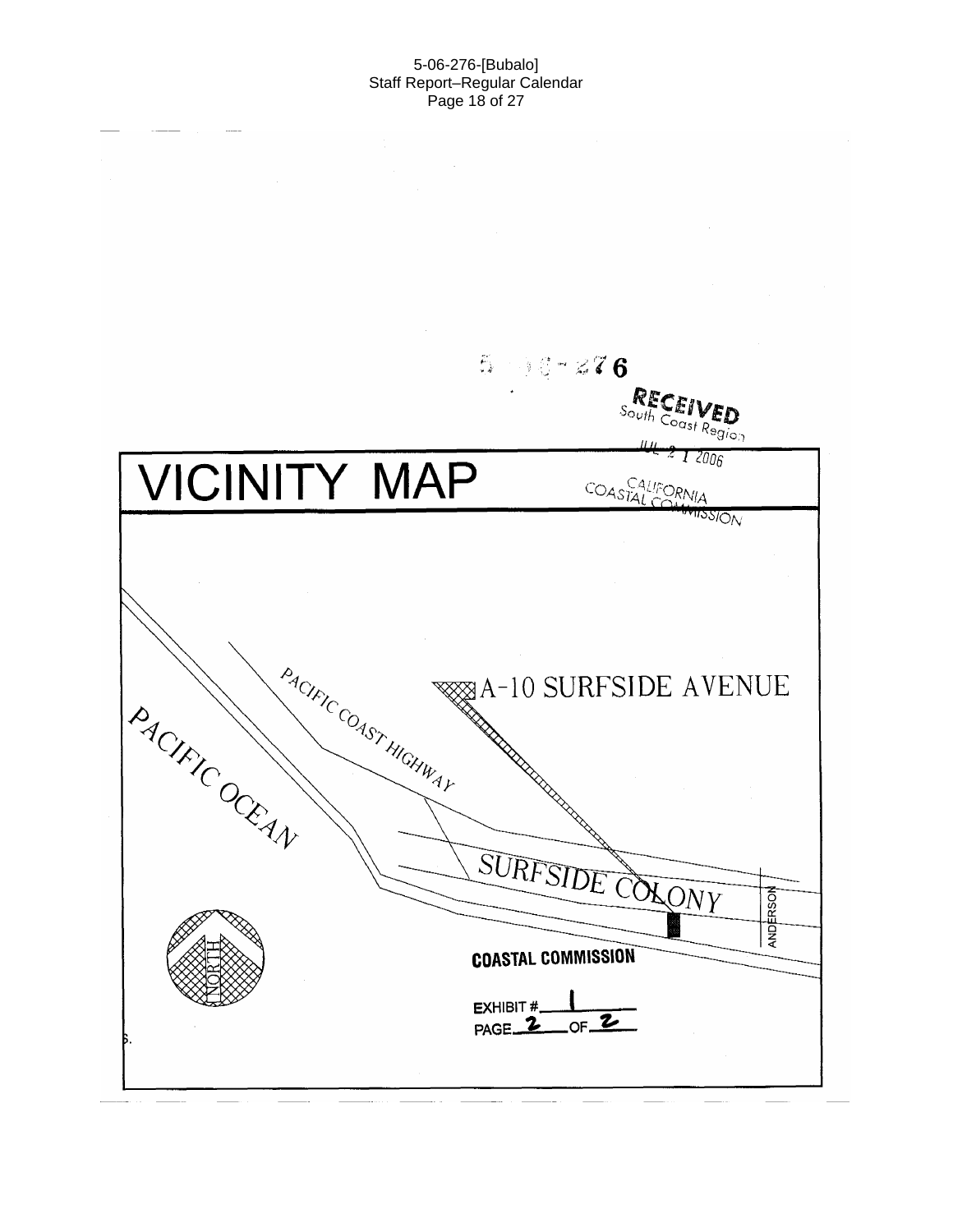5-06-276

RECEIVED
South Coast Region

JUL 21 2006

CALIFORNIA
COASTAL COMMISSION

# VICINITY MAP

PACIFIC COAST HIGHWAY

A-10 SURFSIDE AVENUE

PACIFIC OCEAN

SURFSIDE COLONY

ANDERSON

NORTH

COASTAL COMMISSION

EXHIBIT # 1

PAGE 2 OF 2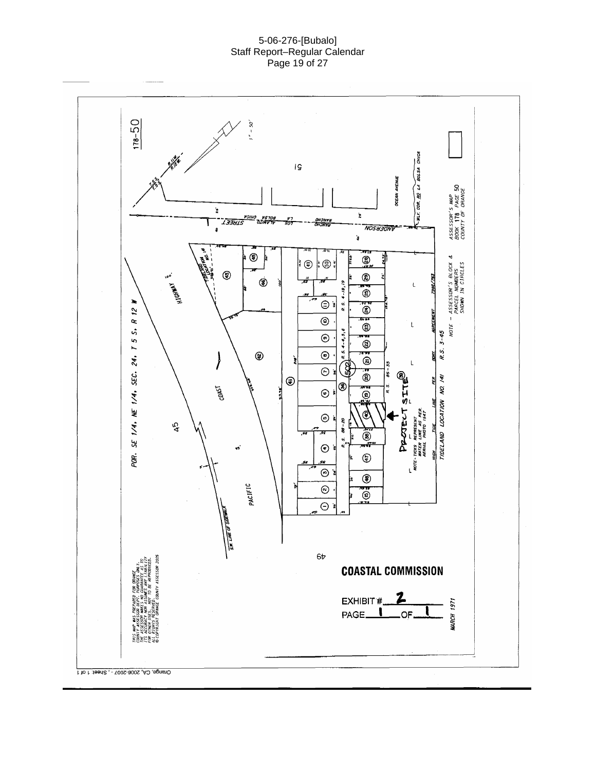178-50

POR. SE 1/4, NE 1/4, SEC. 24, T 5 S, R 12 W

PROJECT SITE

NOTE - ASSESSOR'S BLOCK & PARCEL NUMBERS SHOWN IN CIRCLES

ASSESSOR'S MAP
BOOK 178 PAGE 50
COUNTY OF ORANGE

MARCH 1971

THIS MAP WAS PREPARED FOR ORANGE COUNTY ASSESSOR DEPT. PURPOSES ONLY. THE ASSESSOR MAKES NO GUARANTEE AS TO ITS ACCURACY NOR ASSUMES ANY LIABILITY FOR OTHER USES. NOT TO BE REPRODUCED. ALL RIGHTS RESERVED. © COPYRIGHT ORANGE COUNTY ASSESSOR 2005

**COASTAL COMMISSION**

EXHIBIT # 2

PAGE 1 OF 1

Orange, CA, 2006-2007 - , Sheet: 1 of 1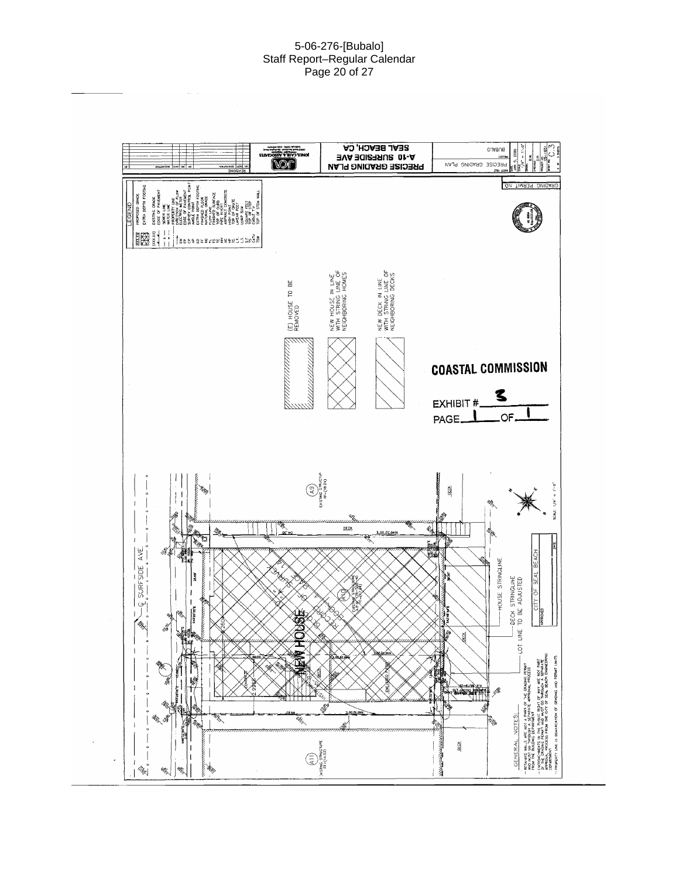PRECISE GRADING PLAN

A-10 SURFSIDE AVE

SEAL BEACH, CA

BUBALO

PRECISE GRADING PLAN

JAN. 5, 2006

SCALE 1/4" = 1'-0"

C.3

GRADING PERMIT NO.

## LEGEND

- PROPOSED GRADE
- EXTRA DEPTH FOOTING
- EXISTING GRADE
- EDGE OF PAVEMENT
- SEWER LINE
- WATER LINE
- PROPERTY LINE
- DIRECTION OF FLOW
- ELEVATION POINT
- EDGE OF PAVEMENT
- SURVEY CONTROL POINT
- ANGLE POINT
- EXTRA DEPTH FOOTING
- FINISHED FLOOR
- NATURAL GRADE
- FLOW LINE
- FINISHED SURFACE
- TOP OF CURB
- PAVED POINT
- ASPHALT CONCRETE
- HIGH POINT
- TOP OF GRATE
- LINEAR FEET
- LUMP SUM
- SQUARE FEET
- TOP OF STEP
- CABLE TV
- TOP OF STEM WALL

(E) HOUSE TO BE REMOVED

NEW HOUSE IN LINE WITH STRING LINE OF NEIGHBORING HOMES

NEW DECK IN LINE WITH STRING LINE OF NEIGHBORING DECKS

**COASTAL COMMISSION**

EXHIBIT # 3

PAGE 1 OF 1

SURFSIDE AVE

A9 EXISTING STRUCTURE

A10

NEW HOUSE

A11 EXISTING STRUCTURE

DECK

HOUSE STRINGLINE

DECK STRINGLINE TO BE ADJUSTED

LOT LINE

CITY OF SEAL BEACH

APPROVED

SCALE: 1/4" = 1'-0"

GENERAL NOTES:

- RETAINING WALLS ARE NOT A PART OF THE GRADING PERMIT AND MUST GO THROUGH A SEPARATE APPROVAL PROCESS FROM THE BUILDING DEPARTMENT.
- ENCROACHMENTS IN THE PUBLIC RIGHT OF WAY ARE NOT PART OF THE GRADING PERMIT AND MUST GO THROUGH A SEPARATE APPROVAL PROCESS FROM THE CITY OF SEAL BEACH ENGINEERING DEPARTMENT.
- PROPERTY LINE IS DEMARCATION OF GRADING AND PERMIT LIMITS.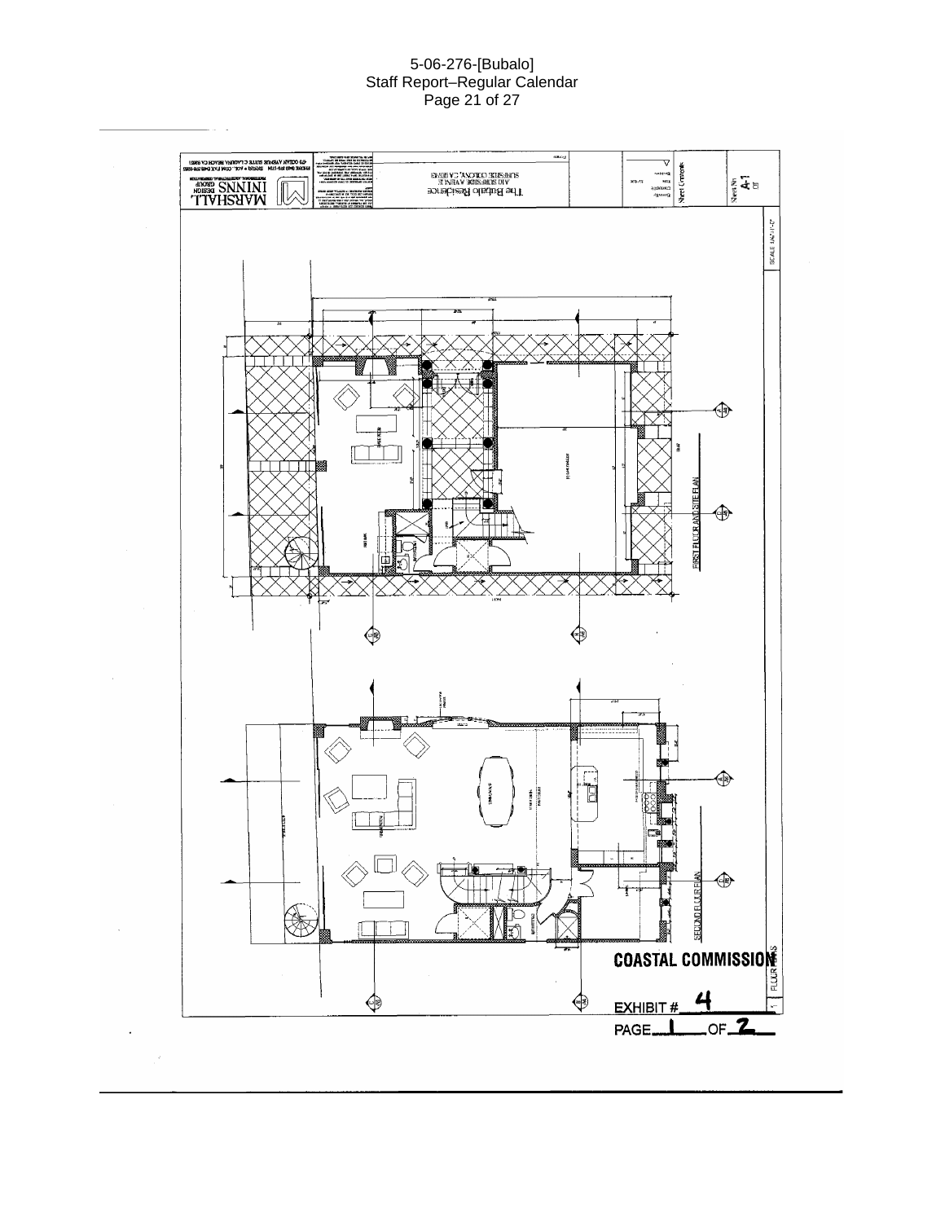FIRST FLOOR AND SITE PLAN

SECOND FLOOR PLAN

**COASTAL COMMISSION**

EXHIBIT # 4

PAGE 1 OF 2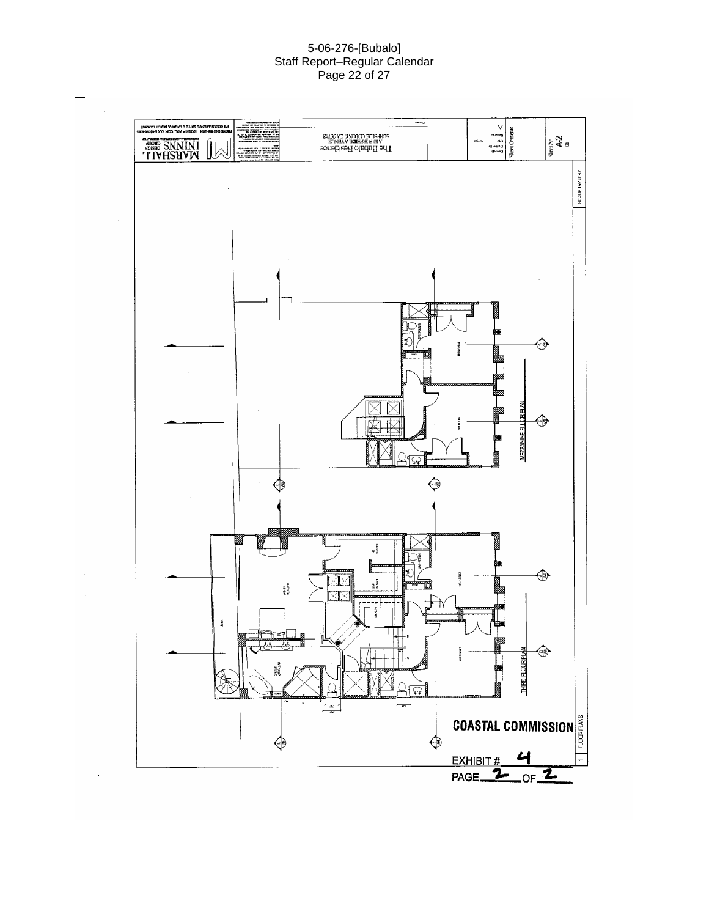MEZZANINE FLOOR PLAN

THIRD FLOOR PLAN

SCALE 1/4"=1'-0"

The Bubalo Residence

A10 SURFSIDE AVENUE

SURFSIDE COLONY, CA 90743

MARSHALL ININNS DESIGN GROUP

Sheet Contents

FLOOR PLANS

Sheet No A-2

**COASTAL COMMISSION**

EXHIBIT # 4

PAGE 2 OF 2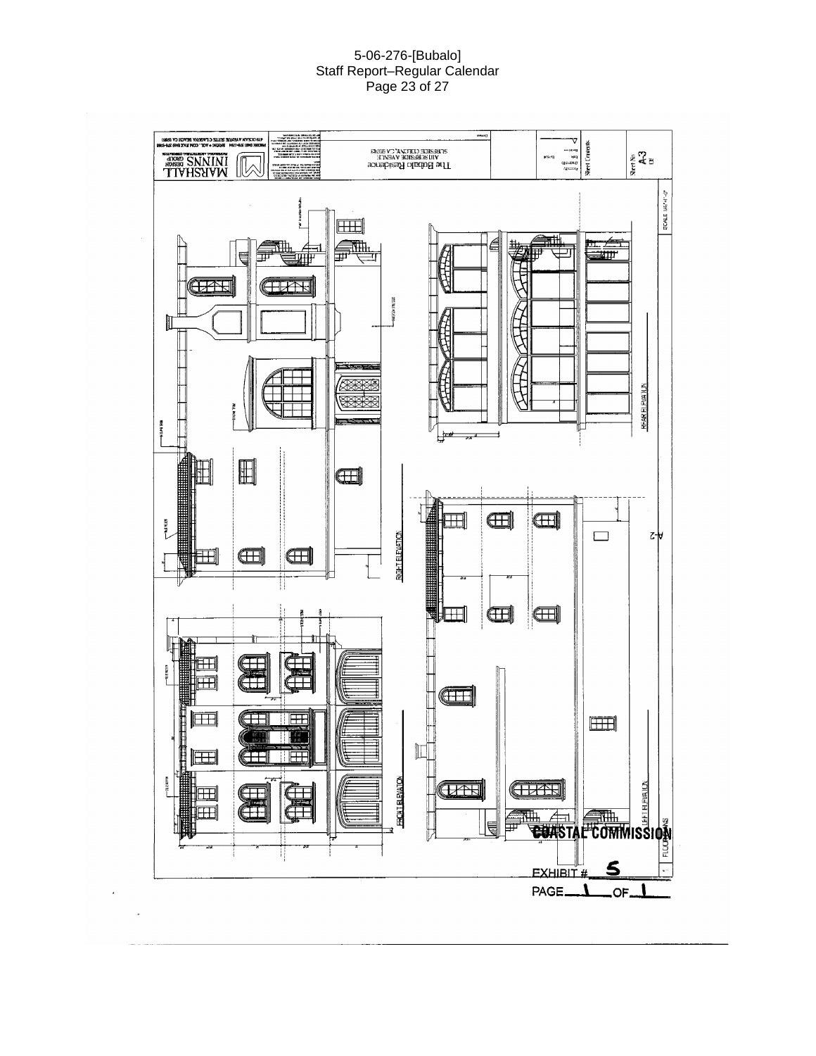FRONT ELEVATION

RIGHT ELEVATION

REAR ELEVATION

LEFT ELEVATION

The Bubalo Residence

SURFSIDE AVENUE

SURFSIDE COLONY, CA 90743

MARSHALL ININNS DESIGN GROUP

A-3

A-2

COASTAL COMMISSION

EXHIBIT # 5

PAGE 1 OF 1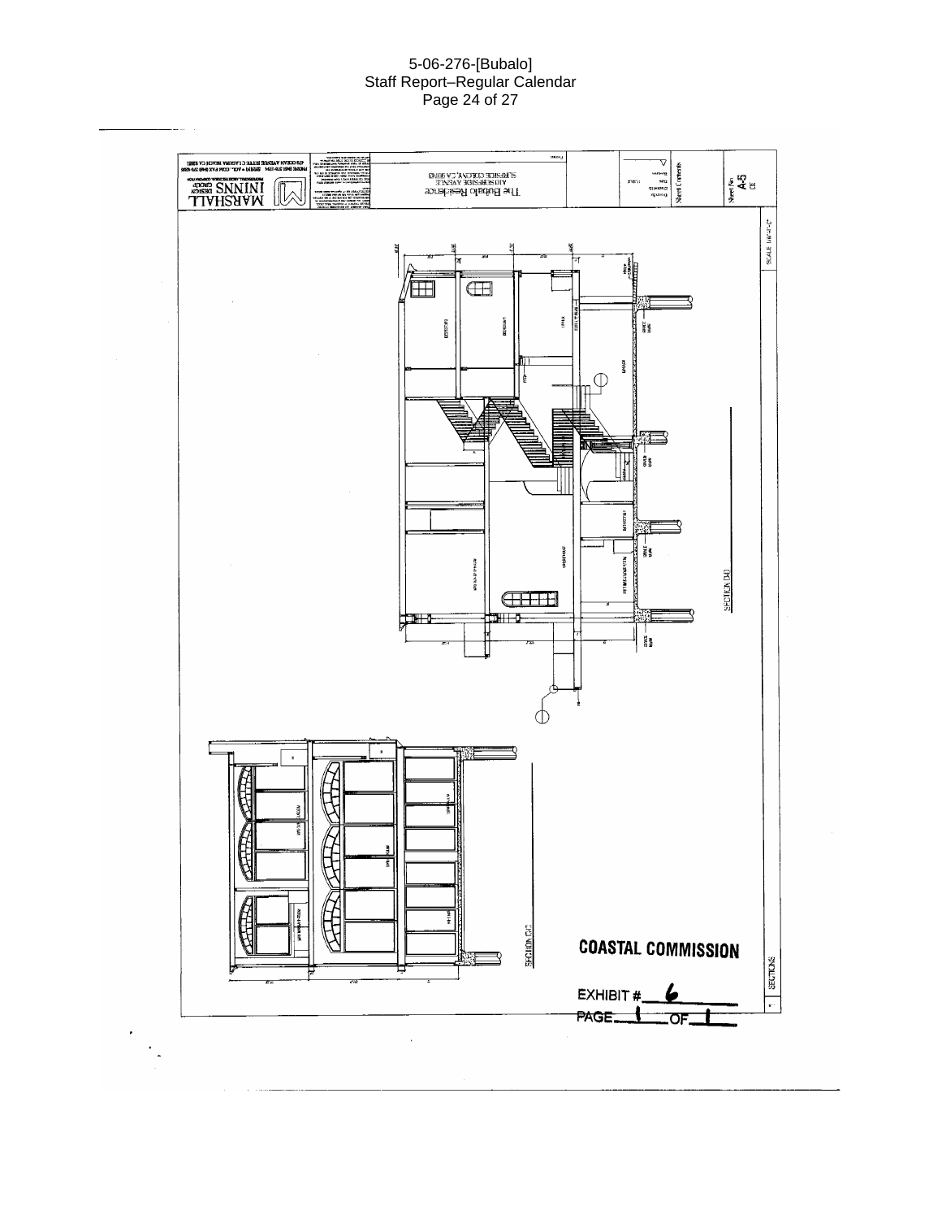COASTAL COMMISSION

EXHIBIT # 6

PAGE 1 OF 1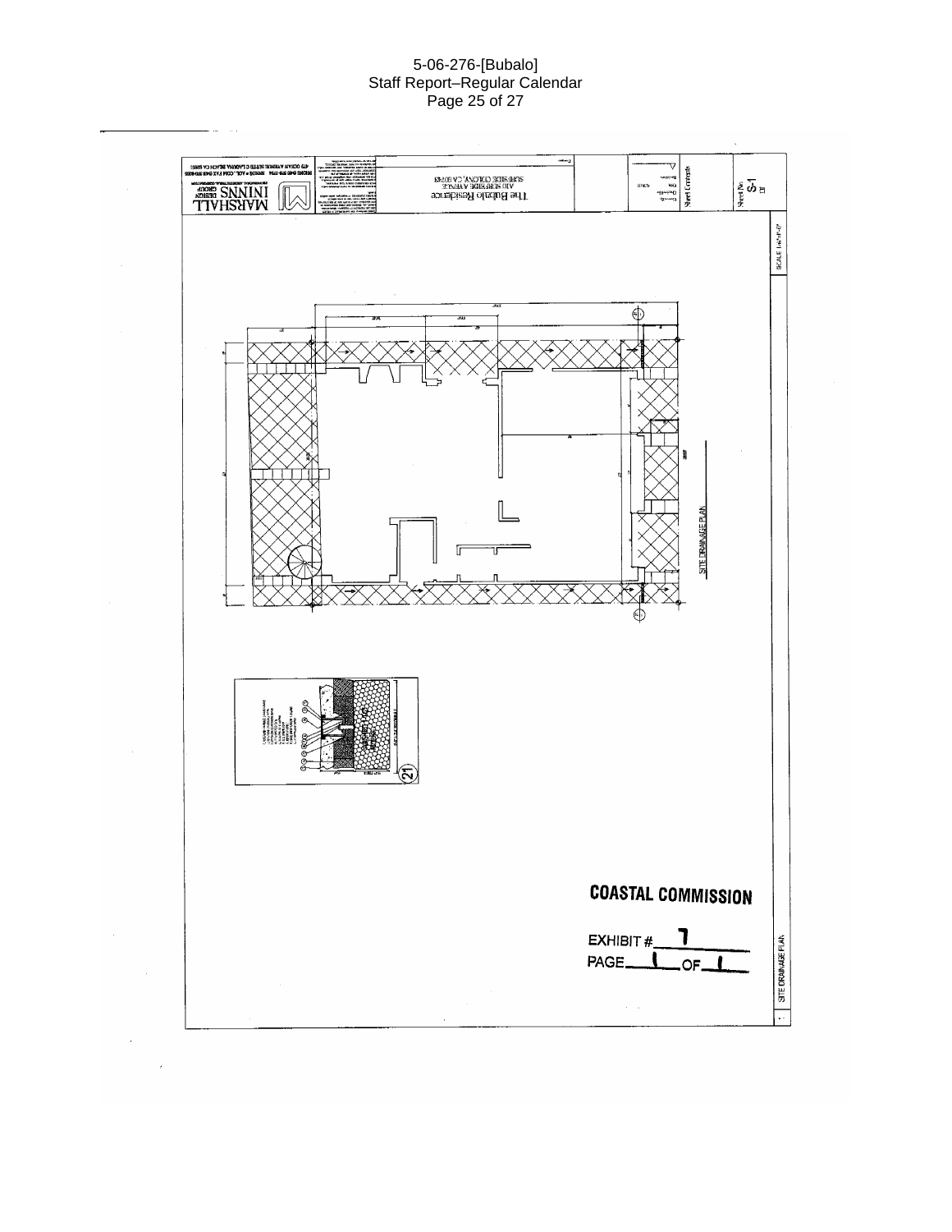MARSHALL
ININNS
DESIGN
GROUP

The Bubalo Residence

Sheet Contents

Sheet No.
S-1

SCALE

SITE DRAINAGE PLAN

21

COASTAL COMMISSION

EXHIBIT # 7

PAGE 1 OF 1

SITE DRAINAGE PLAN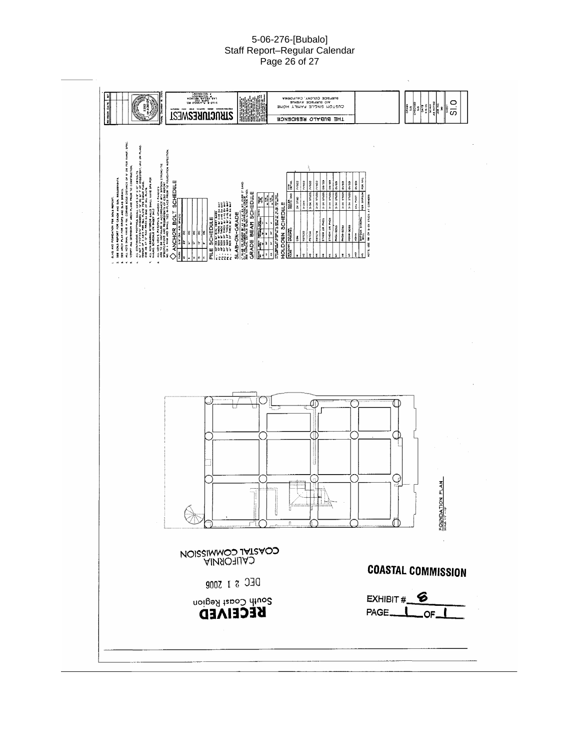THE BUBALO RESIDENCE

CUSTOM SINGLE FAMILY HOME

A10 SURFSIDE AVENUE

SURFSIDE COLONY, CALIFORNIA

STRUCTURESWEST

SI.0

ANCHOR BOLT SCHEDULE

PILE SCHEDULE

SLAB-ON-GRADE

GRADE BEAM SCHEDULE

HOLDOWN SCHEDULE

FOUNDATION PLAN

RECEIVED

South Coast Region

DEC 21 2006

CALIFORNIA

COASTAL COMMISSION

**COASTAL COMMISSION**

EXHIBIT # 6

PAGE 1 OF 1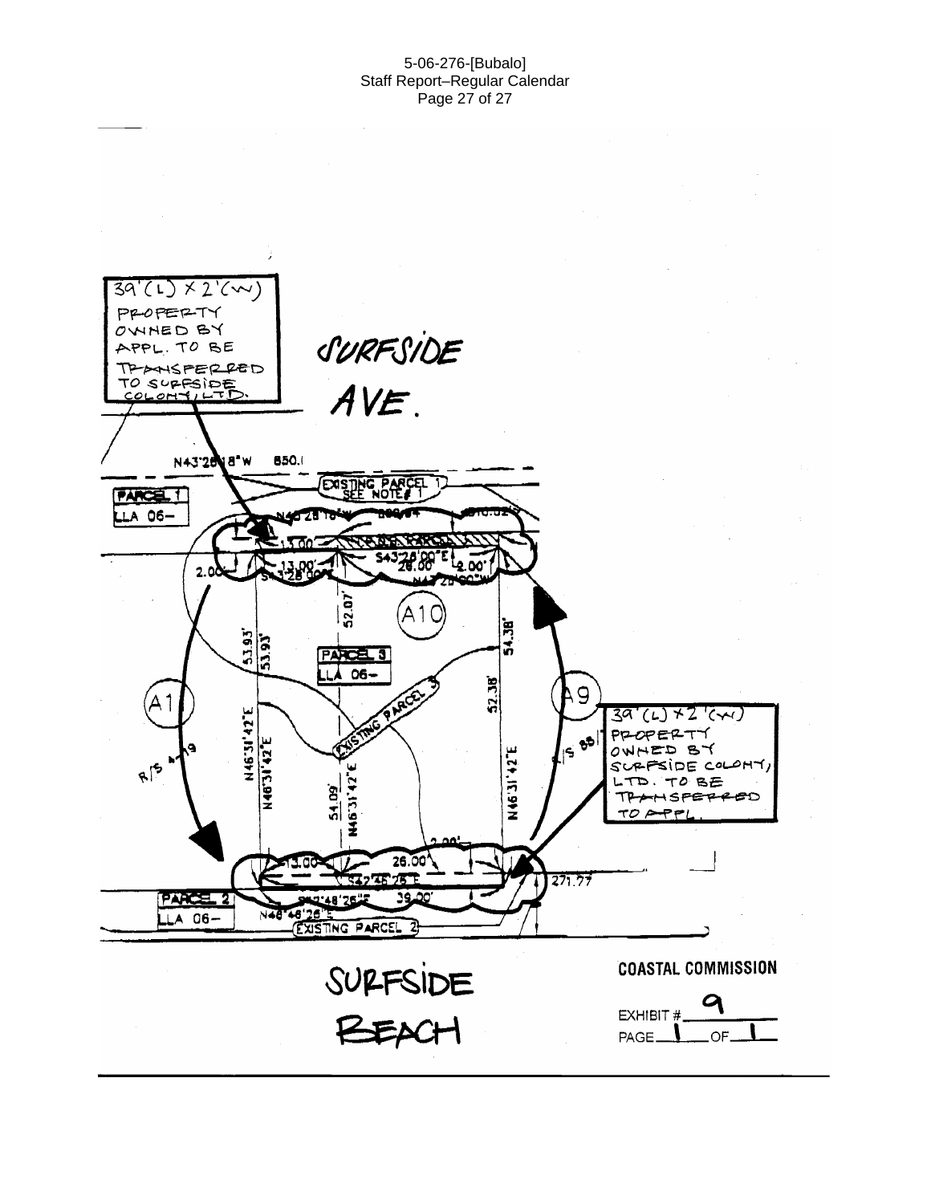39'(L) X 2'(W)
PROPERTY
OWNED BY
APPL. TO BE
TRANSFERRED
TO SURFSIDE
COLONY, LTD.

SURFSIDE
AVE.

N43°28'18"W 850.1

EXISTING PARCEL 1
SEE NOTE# 1

PARCEL 1
LLA 06-

13.00'
S43°28'00"E
26.00'
2.00'
13.00'
2.00'

52.07'
A10

53.93'
53.93'

PARCEL 3
LLA 06-

54.38'
52.38'

A1
A9

EXISTING PARCEL 3

39'(L) X 2'(W)
PROPERTY
OWNED BY
SURFSIDE COLONY,
LTD. TO BE
TRANSFERRED
TO APPL.

R/S 4-19
R/S 85

N46°31'42"E
N46°31'42"E
54.09'
N46°31'42"E
N46°31'42"E

2.00'
13.00'
26.00'
S42°48'25"E
271.77
39.00'

PARCEL 2
LLA 06-
N46°48'25"E
EXISTING PARCEL 2

SURFSIDE
BEACH

COASTAL COMMISSION

EXHIBIT # 9
PAGE 1 OF 1